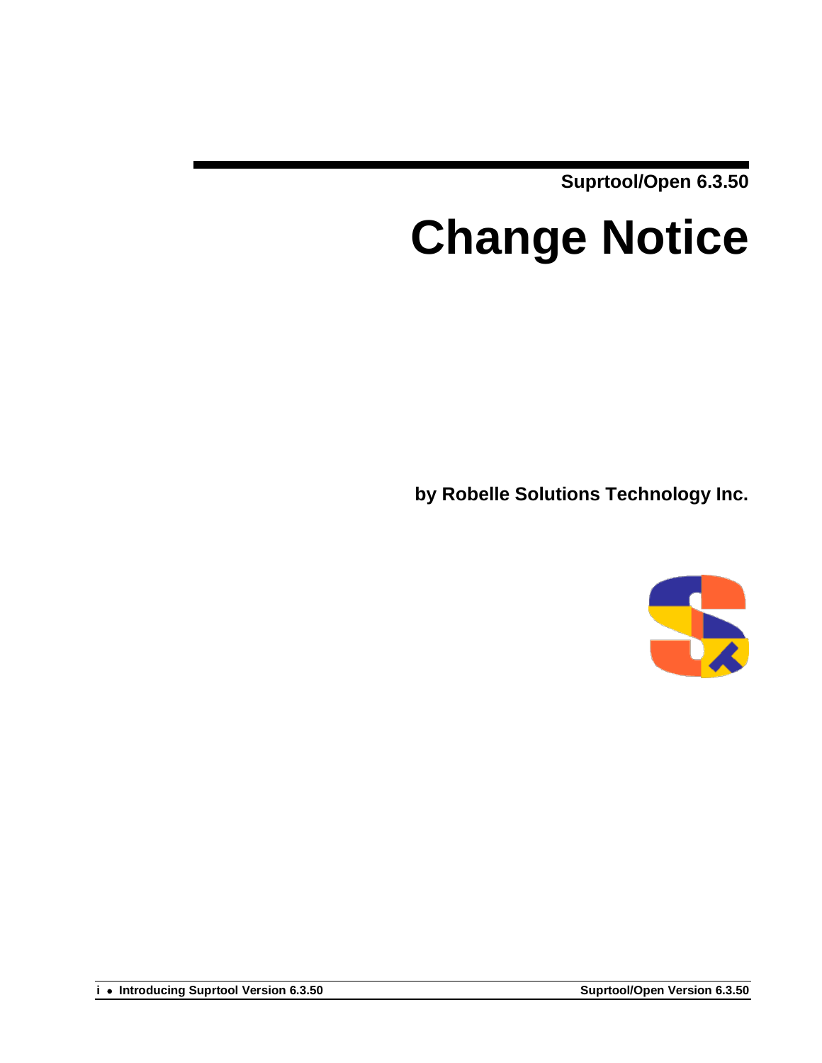Suprtool/Open 6.3.50

# Change Notice

**by Robelle Solutions Technology Inc.**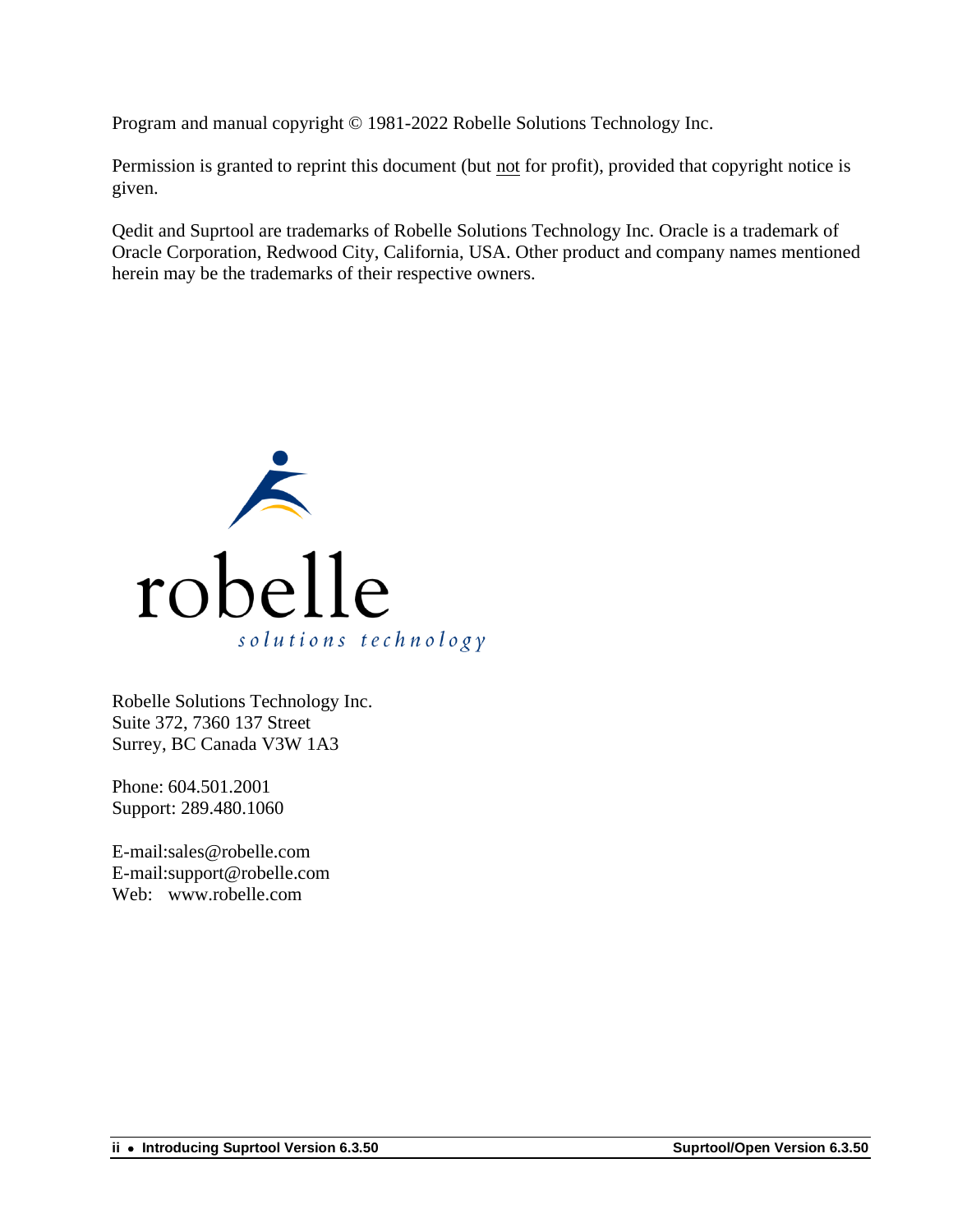Program and manual copyright © 1981-2022 Robelle Solutions Technology Inc.

Permission is granted to reprint this document (but not for profit), provided that copyright notice is given.

Qedit and Suprtool are trademarks of Robelle Solutions Technology Inc. Oracle is a trademark of Oracle Corporation, Redwood City, California, USA. Other product and company names mentioned herein may be the trademarks of their respective owners.

Robelle Solutions Technology Inc.
Suite 372, 7360 137 Street
Surrey, BC Canada V3W 1A3

Phone: 604.501.2001
Support: 289.480.1060

E-mail:sales@robelle.com
E-mail:support@robelle.com
Web: www.robelle.com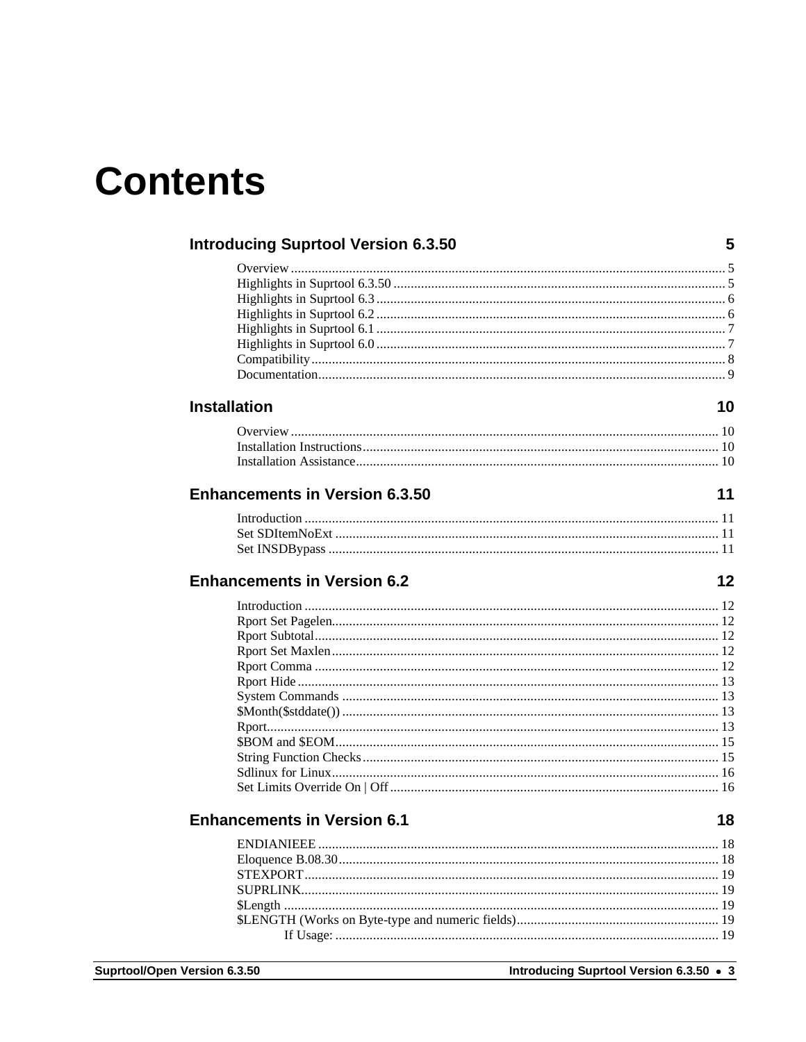# Contents

## Introducing Suprtool Version 6.3.50 — 5

Overview ... 5
Highlights in Suprtool 6.3.50 ... 5
Highlights in Suprtool 6.3 ... 6
Highlights in Suprtool 6.2 ... 6
Highlights in Suprtool 6.1 ... 7
Highlights in Suprtool 6.0 ... 7
Compatibility ... 8
Documentation ... 9

## Installation — 10

Overview ... 10
Installation Instructions ... 10
Installation Assistance ... 10

## Enhancements in Version 6.3.50 — 11

Introduction ... 11
Set SDItemNoExt ... 11
Set INSDBypass ... 11

## Enhancements in Version 6.2 — 12

Introduction ... 12
Rport Set Pagelen ... 12
Rport Subtotal ... 12
Rport Set Maxlen ... 12
Rport Comma ... 12
Rport Hide ... 13
System Commands ... 13
$Month($stddate()) ... 13
Rport ... 13
$BOM and $EOM ... 15
String Function Checks ... 15
Sdlinux for Linux ... 16
Set Limits Override On | Off ... 16

## Enhancements in Version 6.1 — 18

ENDIANIEEE ... 18
Eloquence B.08.30 ... 18
STEXPORT ... 19
SUPRLINK ... 19
$Length ... 19
$LENGTH (Works on Byte-type and numeric fields) ... 19
    If Usage: ... 19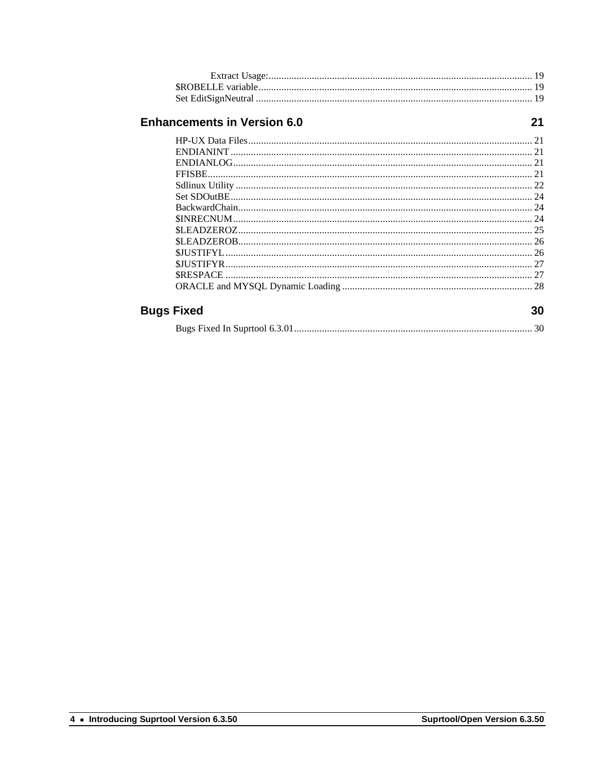Extract Usage: 19
$ROBELLE variable 19
Set EditSignNeutral 19

## Enhancements in Version 6.0 — 21

HP-UX Data Files 21
ENDIANINT 21
ENDIANLOG 21
FFISBE 21
Sdlinux Utility 22
Set SDOutBE 24
BackwardChain 24
$INRECNUM 24
$LEADZEROZ 25
$LEADZEROB 26
$JUSTIFYL 26
$JUSTIFYR 27
$RESPACE 27
ORACLE and MYSQL Dynamic Loading 28

## Bugs Fixed — 30

Bugs Fixed In Suprtool 6.3.01 30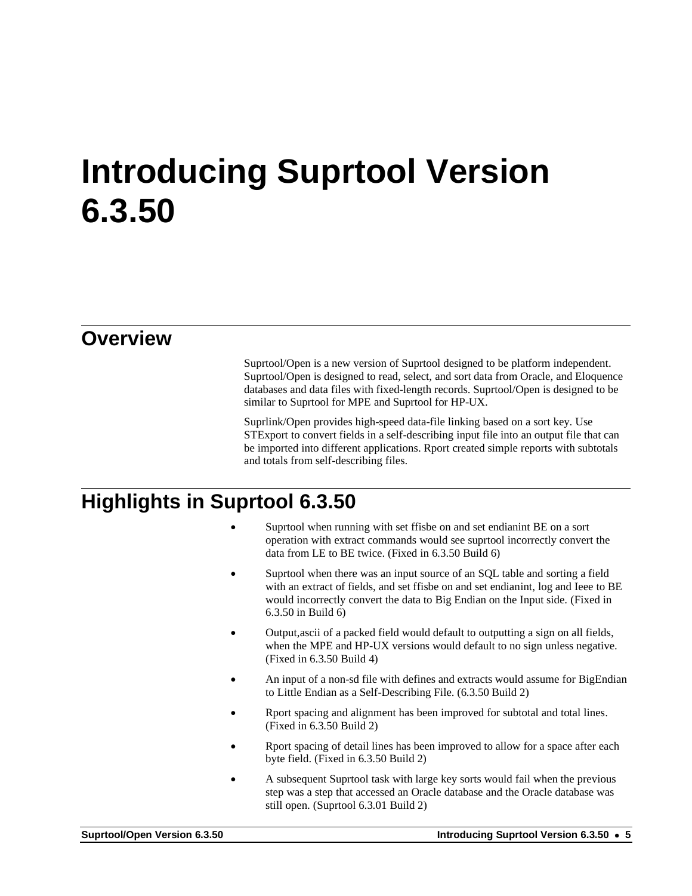# Introducing Suprtool Version 6.3.50

## Overview

Suprtool/Open is a new version of Suprtool designed to be platform independent. Suprtool/Open is designed to read, select, and sort data from Oracle, and Eloquence databases and data files with fixed-length records. Suprtool/Open is designed to be similar to Suprtool for MPE and Suprtool for HP-UX.

Suprlink/Open provides high-speed data-file linking based on a sort key. Use STExport to convert fields in a self-describing input file into an output file that can be imported into different applications. Rport created simple reports with subtotals and totals from self-describing files.

## Highlights in Suprtool 6.3.50

- Suprtool when running with set ffisbe on and set endianint BE on a sort operation with extract commands would see suprtool incorrectly convert the data from LE to BE twice. (Fixed in 6.3.50 Build 6)
- Suprtool when there was an input source of an SQL table and sorting a field with an extract of fields, and set ffisbe on and set endianint, log and Ieee to BE would incorrectly convert the data to Big Endian on the Input side. (Fixed in 6.3.50 in Build 6)
- Output,ascii of a packed field would default to outputting a sign on all fields, when the MPE and HP-UX versions would default to no sign unless negative. (Fixed in 6.3.50 Build 4)
- An input of a non-sd file with defines and extracts would assume for BigEndian to Little Endian as a Self-Describing File. (6.3.50 Build 2)
- Rport spacing and alignment has been improved for subtotal and total lines. (Fixed in 6.3.50 Build 2)
- Rport spacing of detail lines has been improved to allow for a space after each byte field. (Fixed in 6.3.50 Build 2)
- A subsequent Suprtool task with large key sorts would fail when the previous step was a step that accessed an Oracle database and the Oracle database was still open. (Suprtool 6.3.01 Build 2)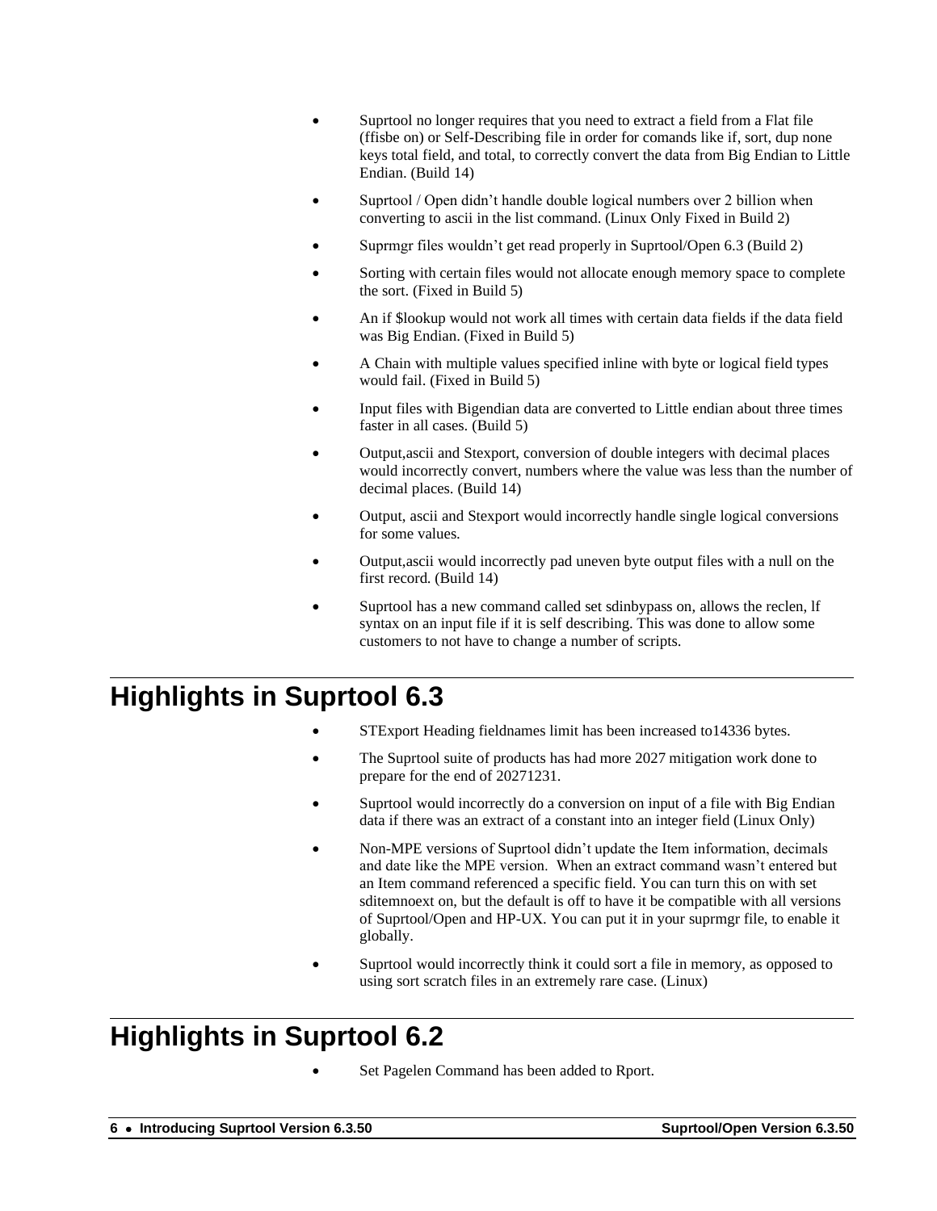- Suprtool no longer requires that you need to extract a field from a Flat file (ffisbe on) or Self-Describing file in order for comands like if, sort, dup none keys total field, and total, to correctly convert the data from Big Endian to Little Endian. (Build 14)

- Suprtool / Open didn't handle double logical numbers over 2 billion when converting to ascii in the list command. (Linux Only Fixed in Build 2)

- Suprmgr files wouldn't get read properly in Suprtool/Open 6.3 (Build 2)

- Sorting with certain files would not allocate enough memory space to complete the sort. (Fixed in Build 5)

- An if $lookup would not work all times with certain data fields if the data field was Big Endian. (Fixed in Build 5)

- A Chain with multiple values specified inline with byte or logical field types would fail. (Fixed in Build 5)

- Input files with Bigendian data are converted to Little endian about three times faster in all cases. (Build 5)

- Output,ascii and Stexport, conversion of double integers with decimal places would incorrectly convert, numbers where the value was less than the number of decimal places. (Build 14)

- Output, ascii and Stexport would incorrectly handle single logical conversions for some values.

- Output,ascii would incorrectly pad uneven byte output files with a null on the first record. (Build 14)

- Suprtool has a new command called set sdinbypass on, allows the reclen, lf syntax on an input file if it is self describing. This was done to allow some customers to not have to change a number of scripts.

# Highlights in Suprtool 6.3

- STExport Heading fieldnames limit has been increased to14336 bytes.

- The Suprtool suite of products has had more 2027 mitigation work done to prepare for the end of 20271231.

- Suprtool would incorrectly do a conversion on input of a file with Big Endian data if there was an extract of a constant into an integer field (Linux Only)

- Non-MPE versions of Suprtool didn't update the Item information, decimals and date like the MPE version. When an extract command wasn't entered but an Item command referenced a specific field. You can turn this on with set sditemnoext on, but the default is off to have it be compatible with all versions of Suprtool/Open and HP-UX. You can put it in your suprmgr file, to enable it globally.

- Suprtool would incorrectly think it could sort a file in memory, as opposed to using sort scratch files in an extremely rare case. (Linux)

# Highlights in Suprtool 6.2

- Set Pagelen Command has been added to Rport.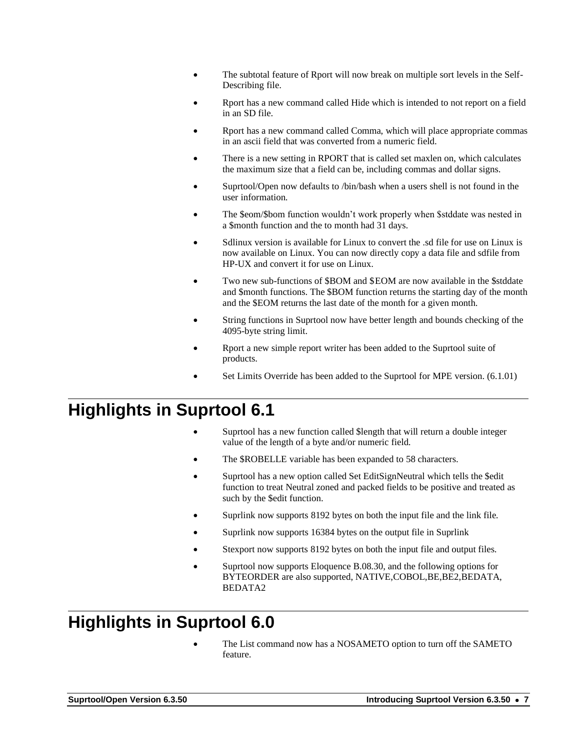- The subtotal feature of Rport will now break on multiple sort levels in the Self-Describing file.
- Rport has a new command called Hide which is intended to not report on a field in an SD file.
- Rport has a new command called Comma, which will place appropriate commas in an ascii field that was converted from a numeric field.
- There is a new setting in RPORT that is called set maxlen on, which calculates the maximum size that a field can be, including commas and dollar signs.
- Suprtool/Open now defaults to /bin/bash when a users shell is not found in the user information.
- The $eom/$bom function wouldn't work properly when $stddate was nested in a $month function and the to month had 31 days.
- Sdlinux version is available for Linux to convert the .sd file for use on Linux is now available on Linux. You can now directly copy a data file and sdfile from HP-UX and convert it for use on Linux.
- Two new sub-functions of $BOM and $EOM are now available in the $stddate and $month functions. The $BOM function returns the starting day of the month and the $EOM returns the last date of the month for a given month.
- String functions in Suprtool now have better length and bounds checking of the 4095-byte string limit.
- Rport a new simple report writer has been added to the Suprtool suite of products.
- Set Limits Override has been added to the Suprtool for MPE version. (6.1.01)

# Highlights in Suprtool 6.1

- Suprtool has a new function called $length that will return a double integer value of the length of a byte and/or numeric field.
- The $ROBELLE variable has been expanded to 58 characters.
- Suprtool has a new option called Set EditSignNeutral which tells the $edit function to treat Neutral zoned and packed fields to be positive and treated as such by the $edit function.
- Suprlink now supports 8192 bytes on both the input file and the link file.
- Suprlink now supports 16384 bytes on the output file in Suprlink
- Stexport now supports 8192 bytes on both the input file and output files.
- Suprtool now supports Eloquence B.08.30, and the following options for BYTEORDER are also supported, NATIVE,COBOL,BE,BE2,BEDATA, BEDATA2

# Highlights in Suprtool 6.0

- The List command now has a NOSAMETO option to turn off the SAMETO feature.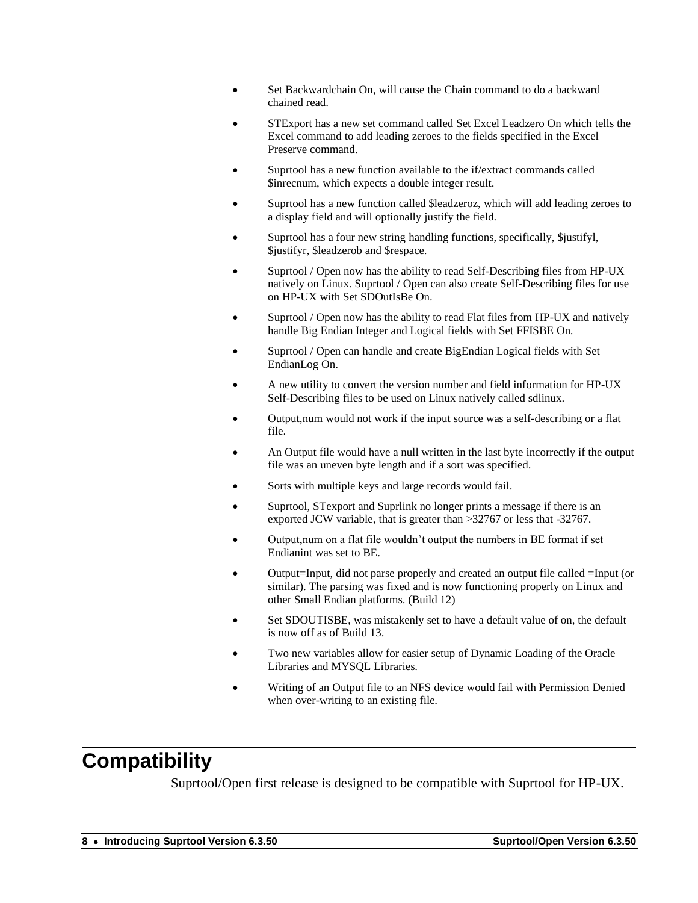- Set Backwardchain On, will cause the Chain command to do a backward chained read.
- STExport has a new set command called Set Excel Leadzero On which tells the Excel command to add leading zeroes to the fields specified in the Excel Preserve command.
- Suprtool has a new function available to the if/extract commands called $inrecnum, which expects a double integer result.
- Suprtool has a new function called $leadzeroz, which will add leading zeroes to a display field and will optionally justify the field.
- Suprtool has a four new string handling functions, specifically, $justifyl, $justifyr, $leadzerob and $respace.
- Suprtool / Open now has the ability to read Self-Describing files from HP-UX natively on Linux. Suprtool / Open can also create Self-Describing files for use on HP-UX with Set SDOutIsBe On.
- Suprtool / Open now has the ability to read Flat files from HP-UX and natively handle Big Endian Integer and Logical fields with Set FFISBE On.
- Suprtool / Open can handle and create BigEndian Logical fields with Set EndianLog On.
- A new utility to convert the version number and field information for HP-UX Self-Describing files to be used on Linux natively called sdlinux.
- Output,num would not work if the input source was a self-describing or a flat file.
- An Output file would have a null written in the last byte incorrectly if the output file was an uneven byte length and if a sort was specified.
- Sorts with multiple keys and large records would fail.
- Suprtool, STexport and Suprlink no longer prints a message if there is an exported JCW variable, that is greater than >32767 or less that -32767.
- Output,num on a flat file wouldn't output the numbers in BE format if set Endianint was set to BE.
- Output=Input, did not parse properly and created an output file called =Input (or similar). The parsing was fixed and is now functioning properly on Linux and other Small Endian platforms. (Build 12)
- Set SDOUTISBE, was mistakenly set to have a default value of on, the default is now off as of Build 13.
- Two new variables allow for easier setup of Dynamic Loading of the Oracle Libraries and MYSQL Libraries.
- Writing of an Output file to an NFS device would fail with Permission Denied when over-writing to an existing file.

# Compatibility

Suprtool/Open first release is designed to be compatible with Suprtool for HP-UX.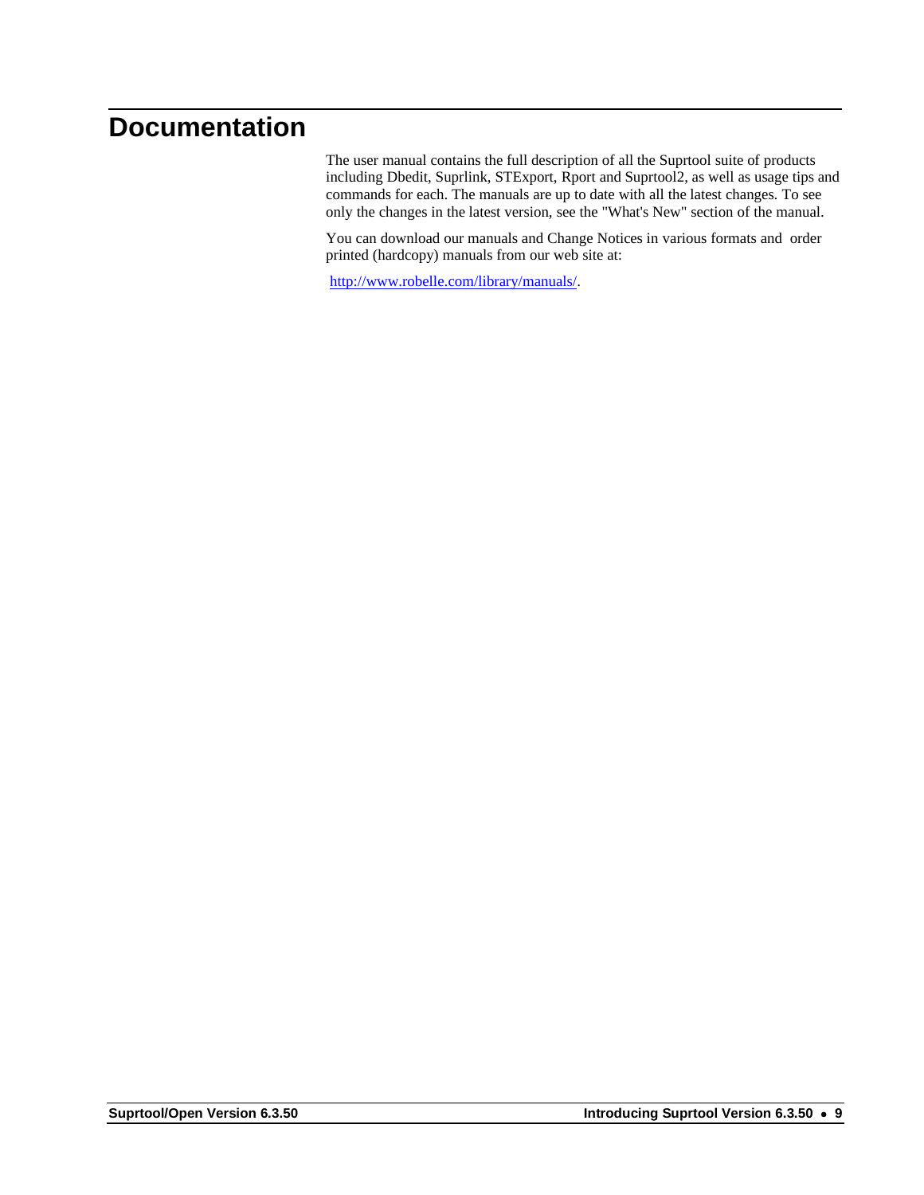# Documentation

The user manual contains the full description of all the Suprtool suite of products including Dbedit, Suprlink, STExport, Rport and Suprtool2, as well as usage tips and commands for each. The manuals are up to date with all the latest changes. To see only the changes in the latest version, see the "What's New" section of the manual.

You can download our manuals and Change Notices in various formats and order printed (hardcopy) manuals from our web site at:

http://www.robelle.com/library/manuals/.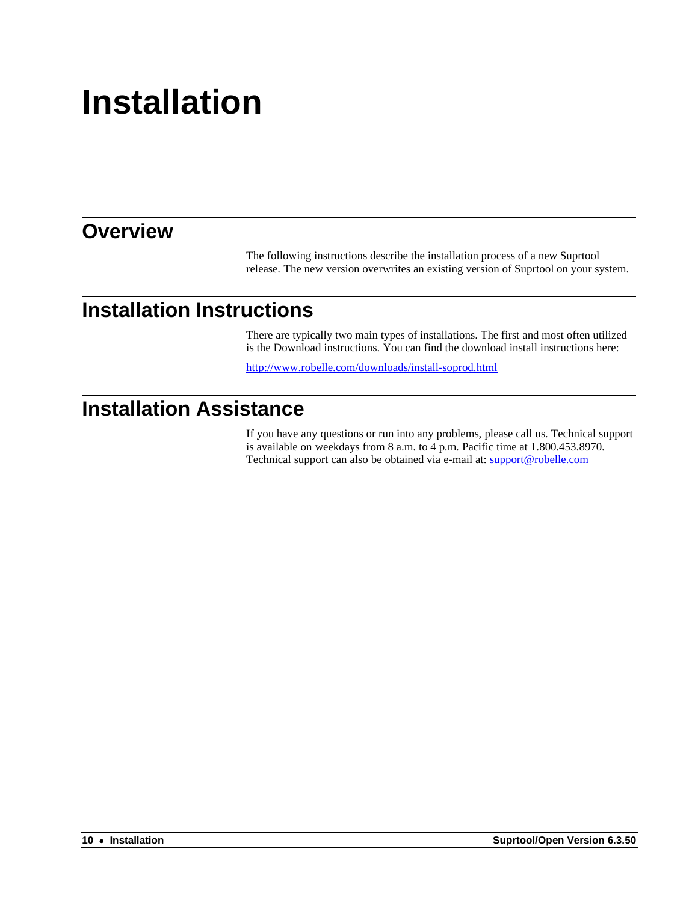# Installation

## Overview

The following instructions describe the installation process of a new Suprtool release. The new version overwrites an existing version of Suprtool on your system.

## Installation Instructions

There are typically two main types of installations. The first and most often utilized is the Download instructions. You can find the download install instructions here:

http://www.robelle.com/downloads/install-soprod.html

## Installation Assistance

If you have any questions or run into any problems, please call us. Technical support is available on weekdays from 8 a.m. to 4 p.m. Pacific time at 1.800.453.8970. Technical support can also be obtained via e-mail at: support@robelle.com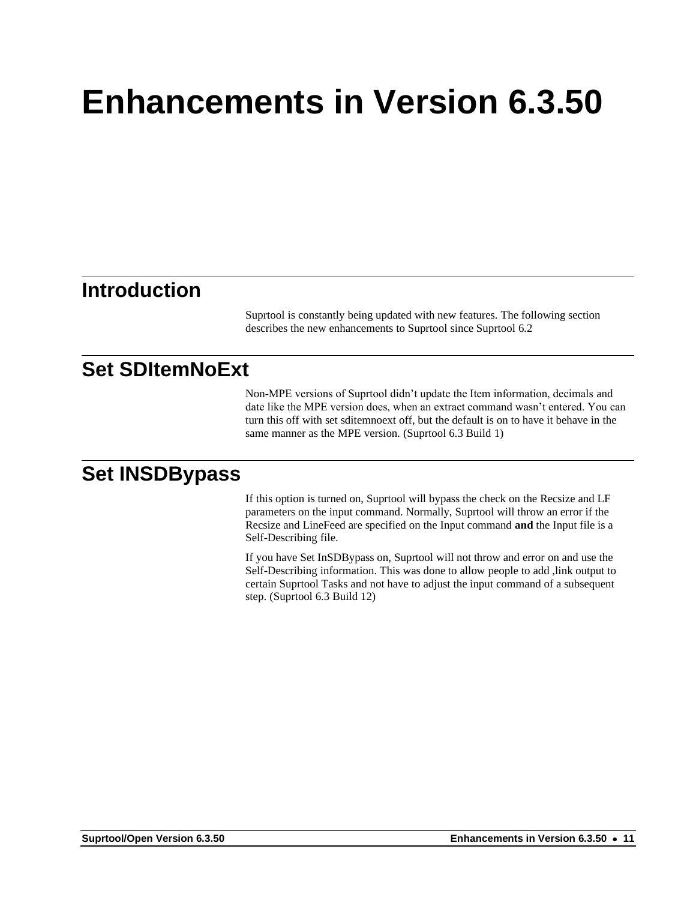# Enhancements in Version 6.3.50

## Introduction

Suprtool is constantly being updated with new features. The following section describes the new enhancements to Suprtool since Suprtool 6.2

## Set SDItemNoExt

Non-MPE versions of Suprtool didn't update the Item information, decimals and date like the MPE version does, when an extract command wasn't entered. You can turn this off with set sditemnoext off, but the default is on to have it behave in the same manner as the MPE version. (Suprtool 6.3 Build 1)

## Set INSDBypass

If this option is turned on, Suprtool will bypass the check on the Recsize and LF parameters on the input command. Normally, Suprtool will throw an error if the Recsize and LineFeed are specified on the Input command **and** the Input file is a Self-Describing file.

If you have Set InSDBypass on, Suprtool will not throw and error on and use the Self-Describing information. This was done to allow people to add ,link output to certain Suprtool Tasks and not have to adjust the input command of a subsequent step. (Suprtool 6.3 Build 12)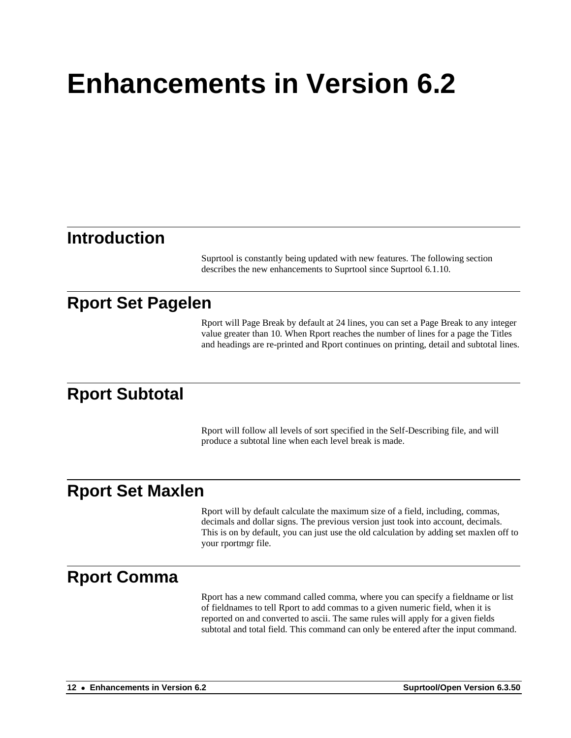# Enhancements in Version 6.2

## Introduction

Suprtool is constantly being updated with new features. The following section describes the new enhancements to Suprtool since Suprtool 6.1.10.

## Rport Set Pagelen

Rport will Page Break by default at 24 lines, you can set a Page Break to any integer value greater than 10. When Rport reaches the number of lines for a page the Titles and headings are re-printed and Rport continues on printing, detail and subtotal lines.

## Rport Subtotal

Rport will follow all levels of sort specified in the Self-Describing file, and will produce a subtotal line when each level break is made.

## Rport Set Maxlen

Rport will by default calculate the maximum size of a field, including, commas, decimals and dollar signs. The previous version just took into account, decimals. This is on by default, you can just use the old calculation by adding set maxlen off to your rportmgr file.

## Rport Comma

Rport has a new command called comma, where you can specify a fieldname or list of fieldnames to tell Rport to add commas to a given numeric field, when it is reported on and converted to ascii. The same rules will apply for a given fields subtotal and total field. This command can only be entered after the input command.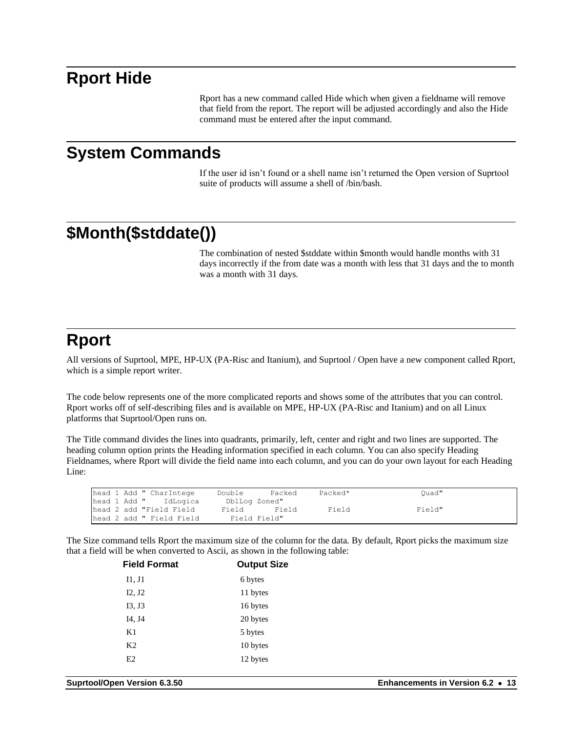# Rport Hide

Rport has a new command called Hide which when given a fieldname will remove that field from the report. The report will be adjusted accordingly and also the Hide command must be entered after the input command.

# System Commands

If the user id isn't found or a shell name isn't returned the Open version of Suprtool suite of products will assume a shell of /bin/bash.

# $Month($stddate())

The combination of nested $stddate within $month would handle months with 31 days incorrectly if the from date was a month with less that 31 days and the to month was a month with 31 days.

# Rport

All versions of Suprtool, MPE, HP-UX (PA-Risc and Itanium), and Suprtool / Open have a new component called Rport, which is a simple report writer.

The code below represents one of the more complicated reports and shows some of the attributes that you can control. Rport works off of self-describing files and is available on MPE, HP-UX (PA-Risc and Itanium) and on all Linux platforms that Suprtool/Open runs on.

The Title command divides the lines into quadrants, primarily, left, center and right and two lines are supported. The heading column option prints the Heading information specified in each column. You can also specify Heading Fieldnames, where Rport will divide the field name into each column, and you can do your own layout for each Heading Line:

```
head 1 Add " CharIntege     Double      Packed     Packed*               Quad"
head 1 Add "    IdLogica      DblLog Zoned"
head 2 add "Field Field      Field       Field       Field               Field"
head 2 add " Field Field       Field Field"
```

The Size command tells Rport the maximum size of the column for the data. By default, Rport picks the maximum size that a field will be when converted to Ascii, as shown in the following table:

| Field Format | Output Size |
|---|---|
| I1, J1 | 6 bytes |
| I2, J2 | 11 bytes |
| I3, J3 | 16 bytes |
| I4, J4 | 20 bytes |
| K1 | 5 bytes |
| K2 | 10 bytes |
| E2 | 12 bytes |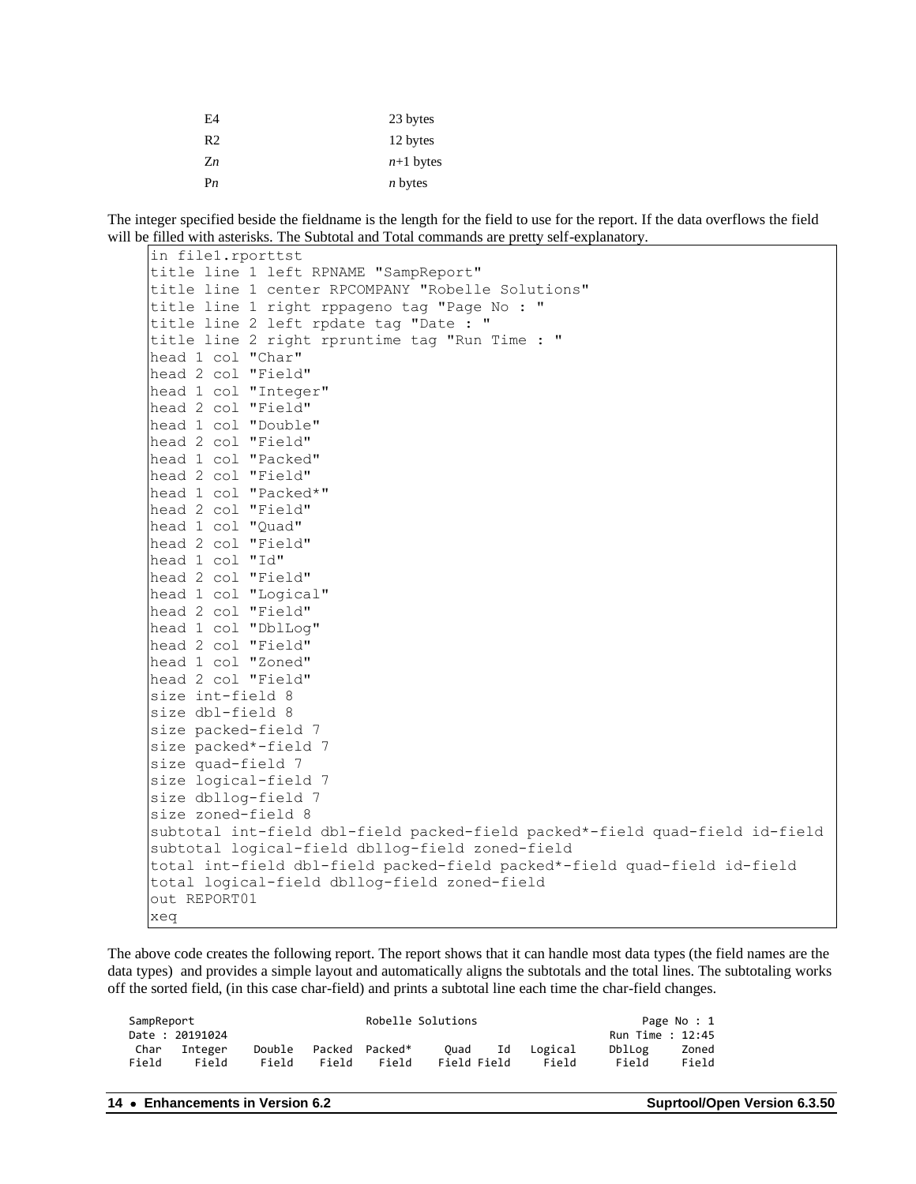| | |
|---|---|
| E4 | 23 bytes |
| R2 | 12 bytes |
| Z*n* | *n*+1 bytes |
| P*n* | *n* bytes |

The integer specified beside the fieldname is the length for the field to use for the report. If the data overflows the field will be filled with asterisks. The Subtotal and Total commands are pretty self-explanatory.

```
in file1.rporttst
title line 1 left RPNAME "SampReport"
title line 1 center RPCOMPANY "Robelle Solutions"
title line 1 right rppageno tag "Page No : "
title line 2 left rpdate tag "Date : "
title line 2 right rpruntime tag "Run Time : "
head 1 col "Char"
head 2 col "Field"
head 1 col "Integer"
head 2 col "Field"
head 1 col "Double"
head 2 col "Field"
head 1 col "Packed"
head 2 col "Field"
head 1 col "Packed*"
head 2 col "Field"
head 1 col "Quad"
head 2 col "Field"
head 1 col "Id"
head 2 col "Field"
head 1 col "Logical"
head 2 col "Field"
head 1 col "DblLog"
head 2 col "Field"
head 1 col "Zoned"
head 2 col "Field"
size int-field 8
size dbl-field 8
size packed-field 7
size packed*-field 7
size quad-field 7
size logical-field 7
size dbllog-field 7
size zoned-field 8
subtotal int-field dbl-field packed-field packed*-field quad-field id-field
subtotal logical-field dbllog-field zoned-field
total int-field dbl-field packed-field packed*-field quad-field id-field
total logical-field dbllog-field zoned-field
out REPORT01
xeq
```

The above code creates the following report. The report shows that it can handle most data types (the field names are the data types) and provides a simple layout and automatically aligns the subtotals and the total lines. The subtotaling works off the sorted field, (in this case char-field) and prints a subtotal line each time the char-field changes.

```
SampReport                              Robelle Solutions                      Page No : 1
Date : 20191024                                                           Run Time : 12:45
 Char  Integer    Double   Packed  Packed*    Quad    Id   Logical    DblLog     Zoned
Field    Field     Field    Field    Field    Field Field    Field     Field     Field
```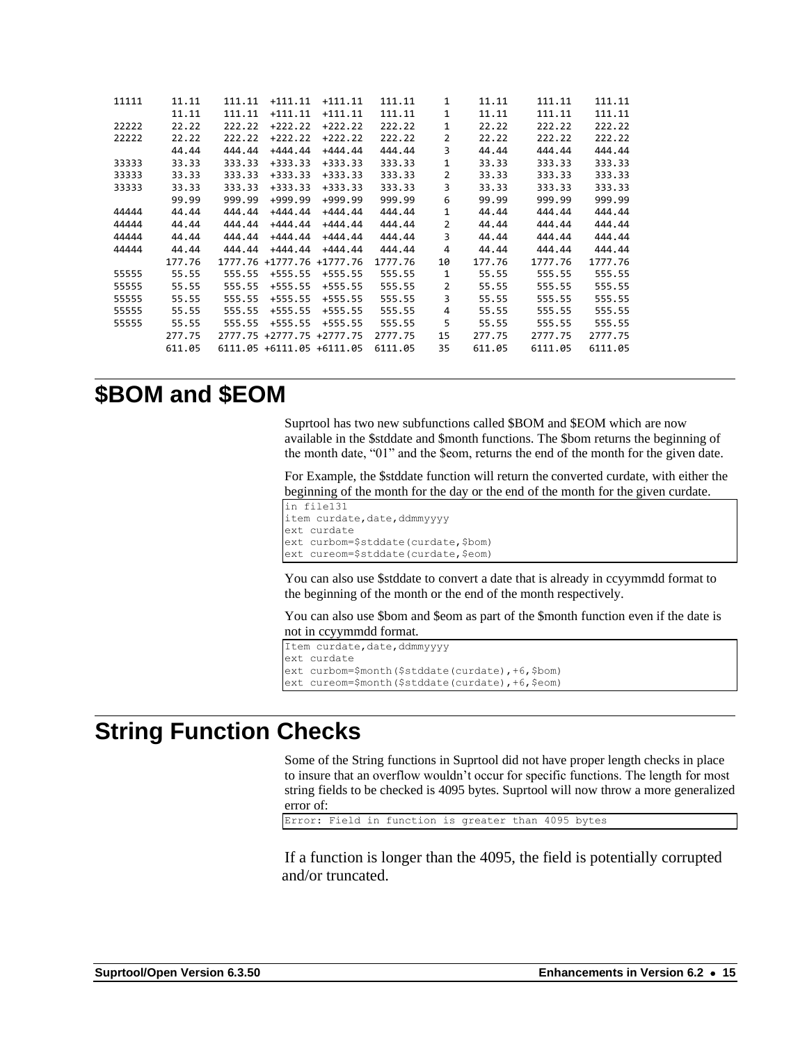```
11111     11.11     111.11  +111.11  +111.11    111.11    1     11.11     111.11    111.11
          11.11     111.11  +111.11  +111.11    111.11    1     11.11     111.11    111.11
22222     22.22     222.22  +222.22  +222.22    222.22    1     22.22     222.22    222.22
22222     22.22     222.22  +222.22  +222.22    222.22    2     22.22     222.22    222.22
          44.44     444.44  +444.44  +444.44    444.44    3     44.44     444.44    444.44
33333     33.33     333.33  +333.33  +333.33    333.33    1     33.33     333.33    333.33
33333     33.33     333.33  +333.33  +333.33    333.33    2     33.33     333.33    333.33
33333     33.33     333.33  +333.33  +333.33    333.33    3     33.33     333.33    333.33
          99.99     999.99  +999.99  +999.99    999.99    6     99.99     999.99    999.99
44444     44.44     444.44  +444.44  +444.44    444.44    1     44.44     444.44    444.44
44444     44.44     444.44  +444.44  +444.44    444.44    2     44.44     444.44    444.44
44444     44.44     444.44  +444.44  +444.44    444.44    3     44.44     444.44    444.44
44444     44.44     444.44  +444.44  +444.44    444.44    4     44.44     444.44    444.44
         177.76    1777.76 +1777.76 +1777.76   1777.76   10    177.76    1777.76   1777.76
55555     55.55     555.55  +555.55  +555.55    555.55    1     55.55     555.55    555.55
55555     55.55     555.55  +555.55  +555.55    555.55    2     55.55     555.55    555.55
55555     55.55     555.55  +555.55  +555.55    555.55    3     55.55     555.55    555.55
55555     55.55     555.55  +555.55  +555.55    555.55    4     55.55     555.55    555.55
55555     55.55     555.55  +555.55  +555.55    555.55    5     55.55     555.55    555.55
         277.75    2777.75 +2777.75 +2777.75   2777.75   15    277.75    2777.75   2777.75
         611.05    6111.05 +6111.05 +6111.05   6111.05   35    611.05    6111.05   6111.05
```

## $BOM and $EOM

Suprtool has two new subfunctions called $BOM and $EOM which are now available in the $stddate and $month functions. The $bom returns the beginning of the month date, "01" and the $eom, returns the end of the month for the given date.

For Example, the $stddate function will return the converted curdate, with either the beginning of the month for the day or the end of the month for the given curdate.

```
in file131
item curdate,date,ddmmyyyy
ext curdate
ext curbom=$stddate(curdate,$bom)
ext cureom=$stddate(curdate,$eom)
```

You can also use $stddate to convert a date that is already in ccyymmdd format to the beginning of the month or the end of the month respectively.

You can also use $bom and $eom as part of the $month function even if the date is not in ccyymmdd format.

```
Item curdate,date,ddmmyyyy
ext curdate
ext curbom=$month($stddate(curdate),+6,$bom)
ext cureom=$month($stddate(curdate),+6,$eom)
```

## String Function Checks

Some of the String functions in Suprtool did not have proper length checks in place to insure that an overflow wouldn't occur for specific functions. The length for most string fields to be checked is 4095 bytes. Suprtool will now throw a more generalized error of:

```
Error: Field in function is greater than 4095 bytes
```

If a function is longer than the 4095, the field is potentially corrupted and/or truncated.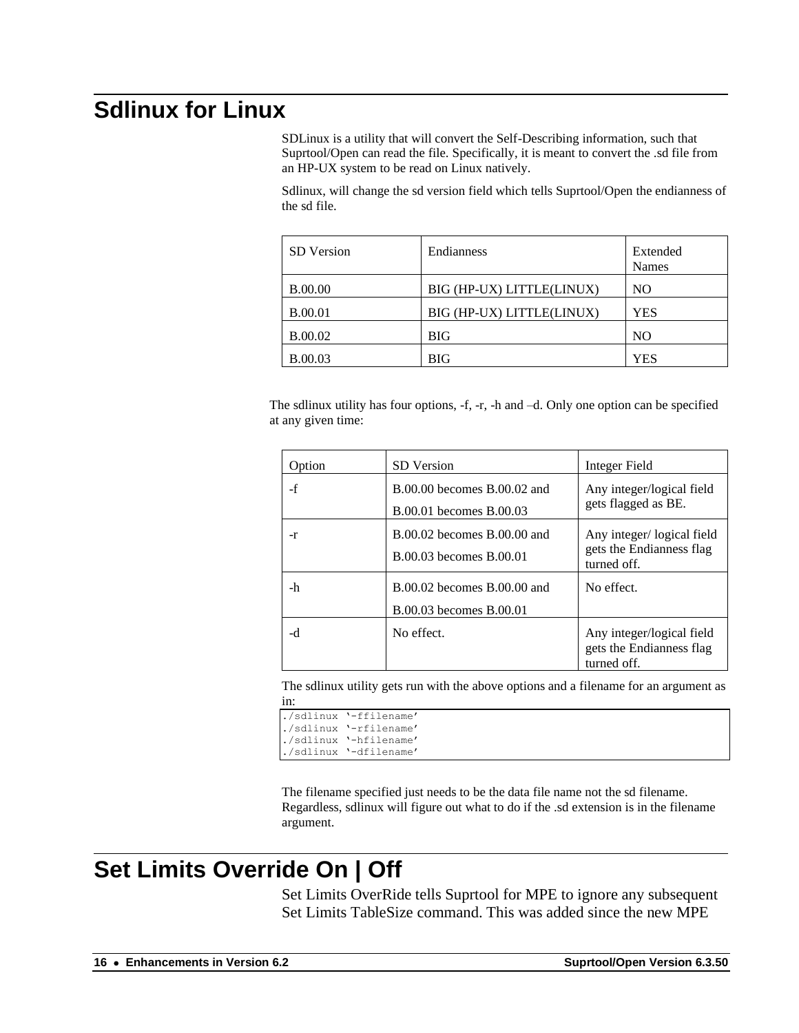# Sdlinux for Linux

SDLinux is a utility that will convert the Self-Describing information, such that Suprtool/Open can read the file. Specifically, it is meant to convert the .sd file from an HP-UX system to be read on Linux natively.

Sdlinux, will change the sd version field which tells Suprtool/Open the endianness of the sd file.

| SD Version | Endianness | Extended Names |
| --- | --- | --- |
| B.00.00 | BIG (HP-UX) LITTLE(LINUX) | NO |
| B.00.01 | BIG (HP-UX) LITTLE(LINUX) | YES |
| B.00.02 | BIG | NO |
| B.00.03 | BIG | YES |

The sdlinux utility has four options, -f, -r, -h and –d. Only one option can be specified at any given time:

| Option | SD Version | Integer Field |
| --- | --- | --- |
| -f | B.00.00 becomes B.00.02 and B.00.01 becomes B.00.03 | Any integer/logical field gets flagged as BE. |
| -r | B.00.02 becomes B.00.00 and B.00.03 becomes B.00.01 | Any integer/ logical field gets the Endianness flag turned off. |
| -h | B.00.02 becomes B.00.00 and B.00.03 becomes B.00.01 | No effect. |
| -d | No effect. | Any integer/logical field gets the Endianness flag turned off. |

The sdlinux utility gets run with the above options and a filename for an argument as in:

```
./sdlinux '-ffilename'
./sdlinux '-rfilename'
./sdlinux '-hfilename'
./sdlinux '-dfilename'
```

The filename specified just needs to be the data file name not the sd filename. Regardless, sdlinux will figure out what to do if the .sd extension is in the filename argument.

# Set Limits Override On | Off

Set Limits OverRide tells Suprtool for MPE to ignore any subsequent Set Limits TableSize command. This was added since the new MPE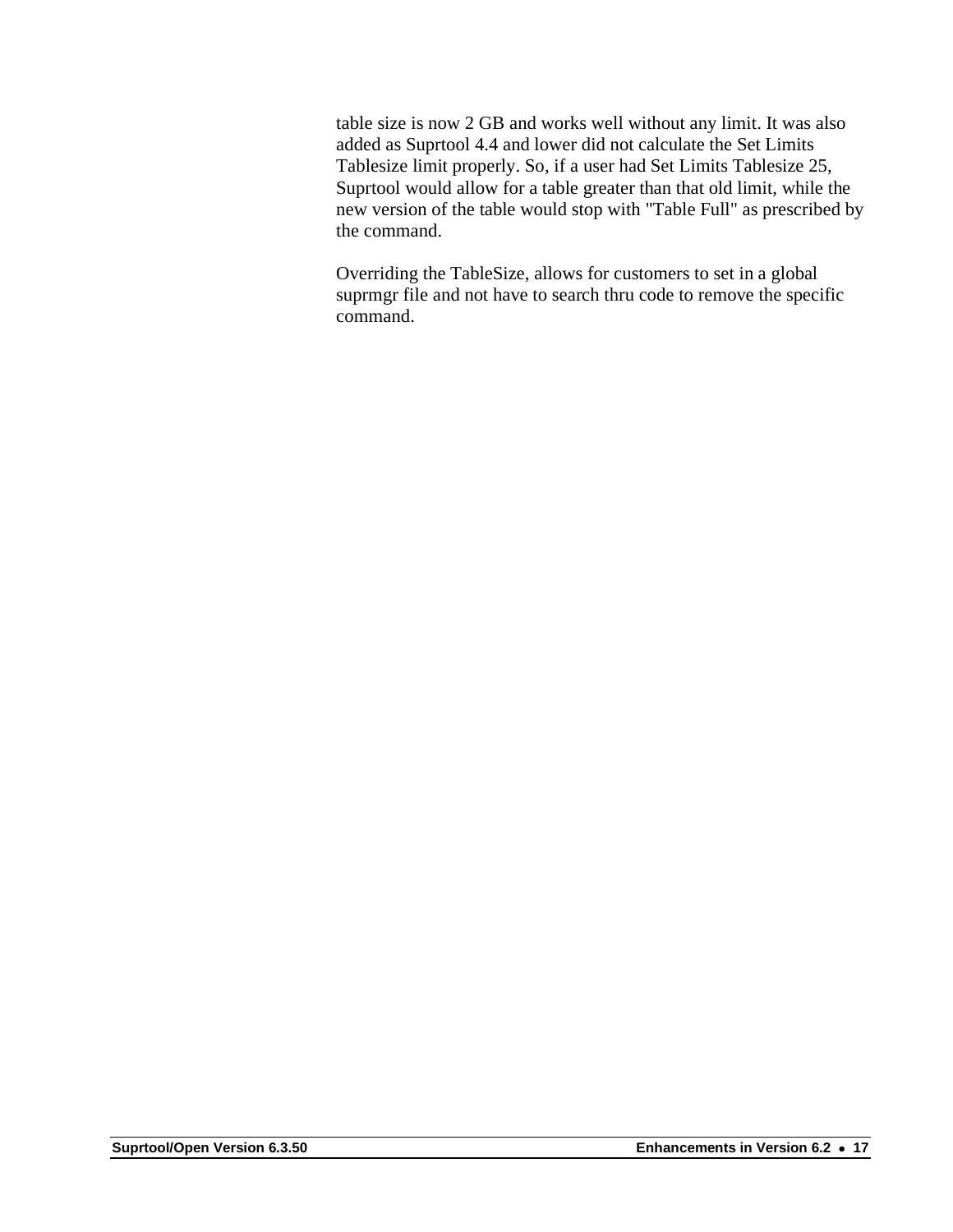table size is now 2 GB and works well without any limit. It was also added as Suprtool 4.4 and lower did not calculate the Set Limits Tablesize limit properly. So, if a user had Set Limits Tablesize 25, Suprtool would allow for a table greater than that old limit, while the new version of the table would stop with "Table Full" as prescribed by the command.

Overriding the TableSize, allows for customers to set in a global suprmgr file and not have to search thru code to remove the specific command.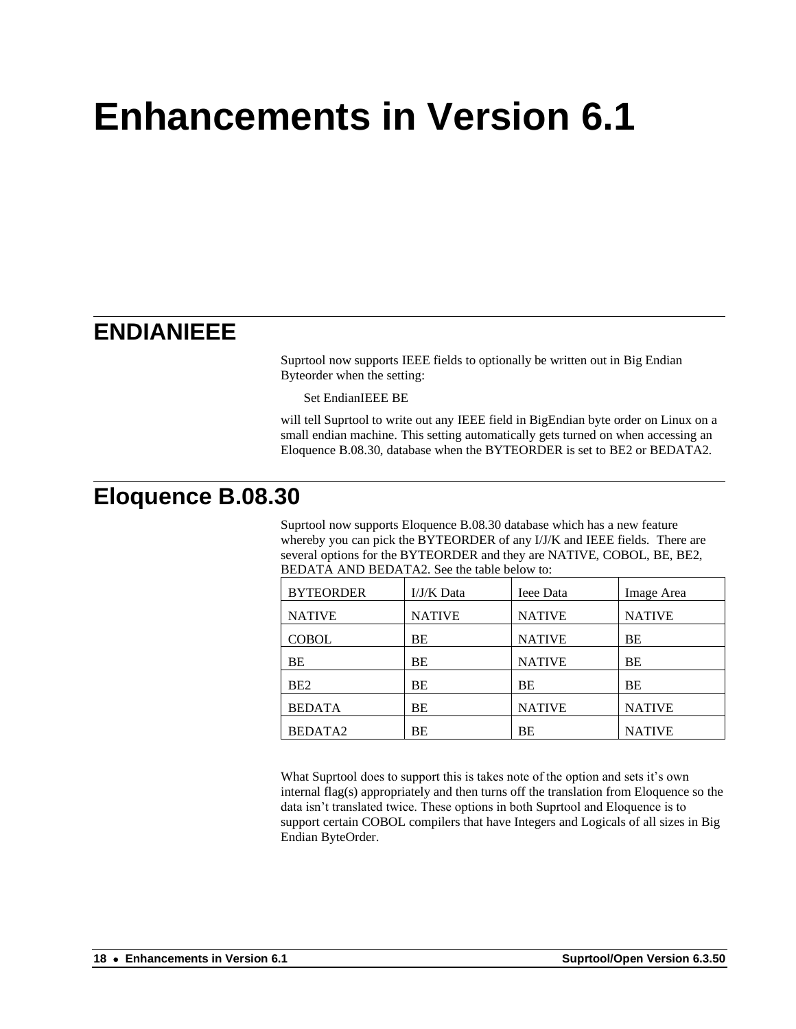# Enhancements in Version 6.1

## ENDIANIEEE

Suprtool now supports IEEE fields to optionally be written out in Big Endian Byteorder when the setting:

```
Set EndianIEEE BE
```

will tell Suprtool to write out any IEEE field in BigEndian byte order on Linux on a small endian machine. This setting automatically gets turned on when accessing an Eloquence B.08.30, database when the BYTEORDER is set to BE2 or BEDATA2.

## Eloquence B.08.30

Suprtool now supports Eloquence B.08.30 database which has a new feature whereby you can pick the BYTEORDER of any I/J/K and IEEE fields. There are several options for the BYTEORDER and they are NATIVE, COBOL, BE, BE2, BEDATA AND BEDATA2. See the table below to:

| BYTEORDER | I/J/K Data | Ieee Data | Image Area |
|---|---|---|---|
| NATIVE | NATIVE | NATIVE | NATIVE |
| COBOL | BE | NATIVE | BE |
| BE | BE | NATIVE | BE |
| BE2 | BE | BE | BE |
| BEDATA | BE | NATIVE | NATIVE |
| BEDATA2 | BE | BE | NATIVE |

What Suprtool does to support this is takes note of the option and sets it's own internal flag(s) appropriately and then turns off the translation from Eloquence so the data isn't translated twice. These options in both Suprtool and Eloquence is to support certain COBOL compilers that have Integers and Logicals of all sizes in Big Endian ByteOrder.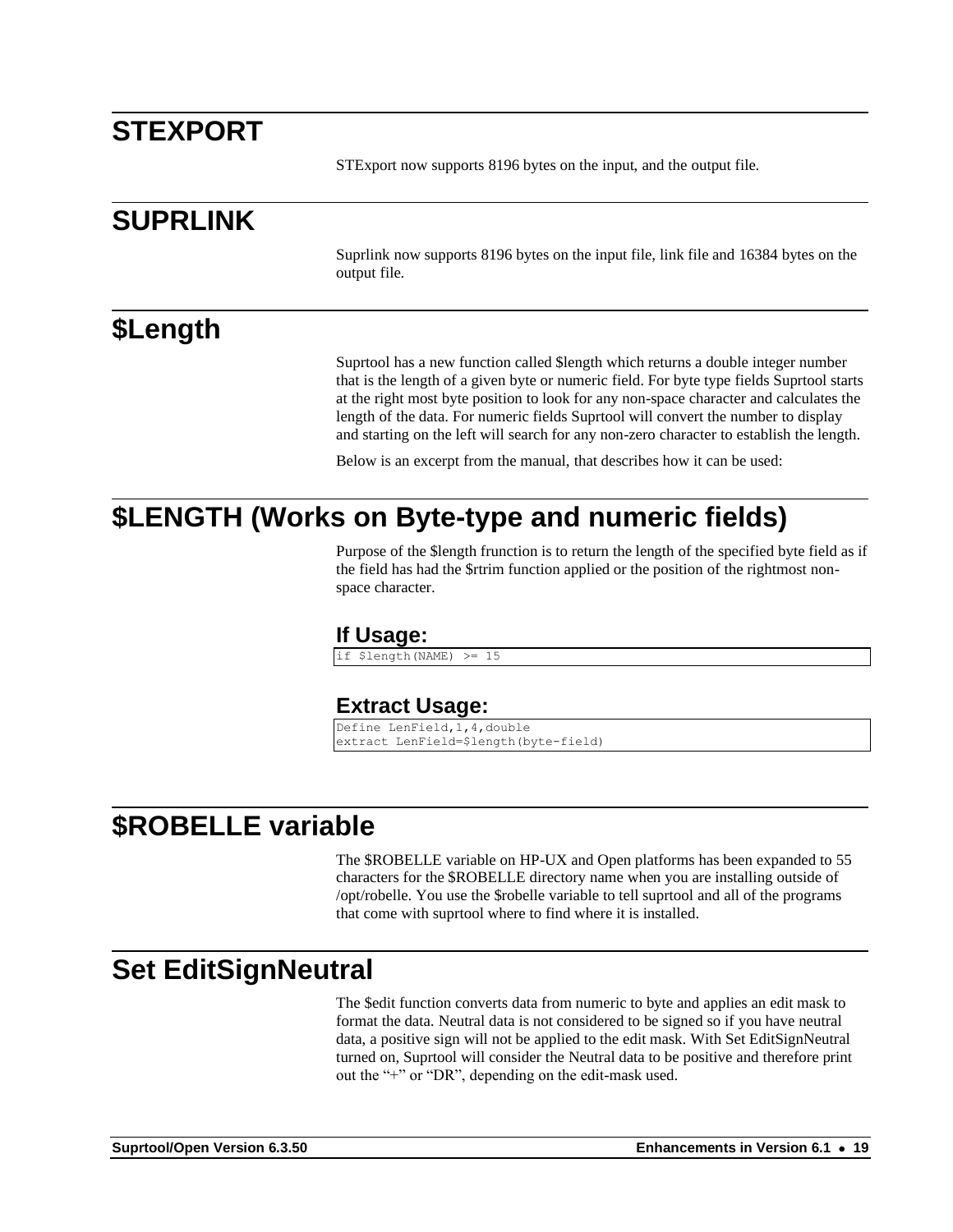# STEXPORT

STExport now supports 8196 bytes on the input, and the output file.

# SUPRLINK

Suprlink now supports 8196 bytes on the input file, link file and 16384 bytes on the output file.

# $Length

Suprtool has a new function called $length which returns a double integer number that is the length of a given byte or numeric field. For byte type fields Suprtool starts at the right most byte position to look for any non-space character and calculates the length of the data. For numeric fields Suprtool will convert the number to display and starting on the left will search for any non-zero character to establish the length.

Below is an excerpt from the manual, that describes how it can be used:

# $LENGTH (Works on Byte-type and numeric fields)

Purpose of the $length frunction is to return the length of the specified byte field as if the field has had the $rtrim function applied or the position of the rightmost non-space character.

### If Usage:

```
if $length(NAME) >= 15
```

### Extract Usage:

```
Define LenField,1,4,double
extract LenField=$length(byte-field)
```

# $ROBELLE variable

The $ROBELLE variable on HP-UX and Open platforms has been expanded to 55 characters for the $ROBELLE directory name when you are installing outside of /opt/robelle. You use the $robelle variable to tell suprtool and all of the programs that come with suprtool where to find where it is installed.

# Set EditSignNeutral

The $edit function converts data from numeric to byte and applies an edit mask to format the data. Neutral data is not considered to be signed so if you have neutral data, a positive sign will not be applied to the edit mask. With Set EditSignNeutral turned on, Suprtool will consider the Neutral data to be positive and therefore print out the “+” or “DR”, depending on the edit-mask used.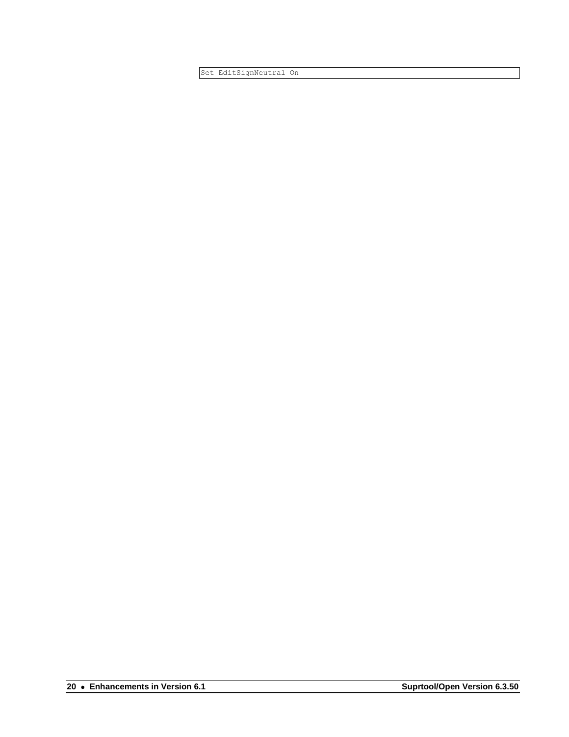```
Set EditSignNeutral On
```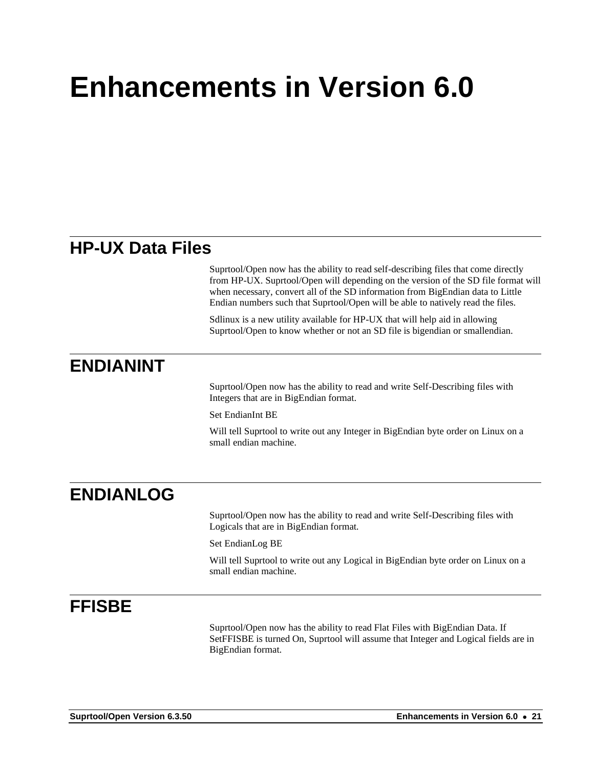# Enhancements in Version 6.0

## HP-UX Data Files

Suprtool/Open now has the ability to read self-describing files that come directly from HP-UX. Suprtool/Open will depending on the version of the SD file format will when necessary, convert all of the SD information from BigEndian data to Little Endian numbers such that Suprtool/Open will be able to natively read the files.

Sdlinux is a new utility available for HP-UX that will help aid in allowing Suprtool/Open to know whether or not an SD file is bigendian or smallendian.

## ENDIANINT

Suprtool/Open now has the ability to read and write Self-Describing files with Integers that are in BigEndian format.

Set EndianInt BE

Will tell Suprtool to write out any Integer in BigEndian byte order on Linux on a small endian machine.

## ENDIANLOG

Suprtool/Open now has the ability to read and write Self-Describing files with Logicals that are in BigEndian format.

Set EndianLog BE

Will tell Suprtool to write out any Logical in BigEndian byte order on Linux on a small endian machine.

## FFISBE

Suprtool/Open now has the ability to read Flat Files with BigEndian Data. If SetFFISBE is turned On, Suprtool will assume that Integer and Logical fields are in BigEndian format.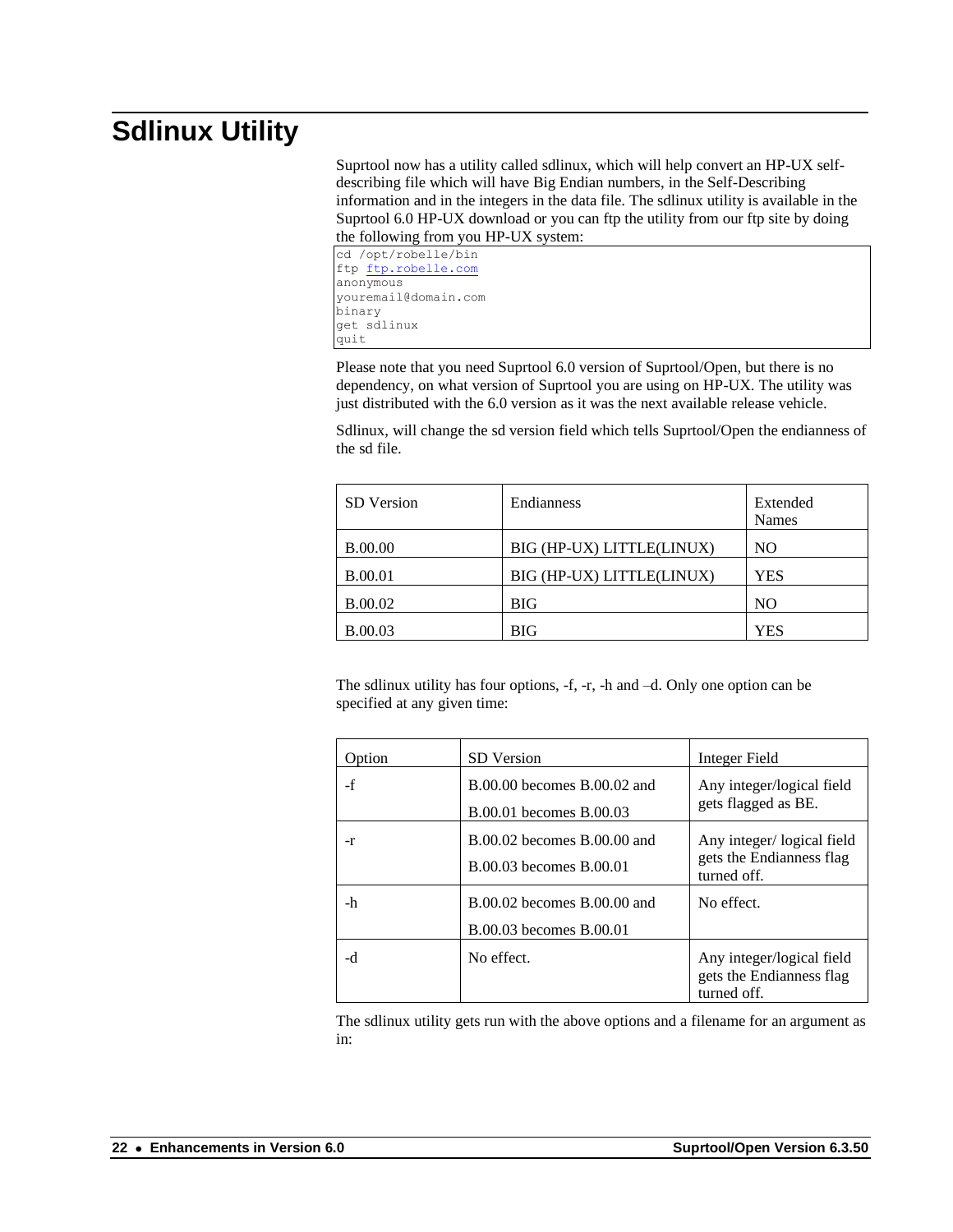# Sdlinux Utility

Suprtool now has a utility called sdlinux, which will help convert an HP-UX self-describing file which will have Big Endian numbers, in the Self-Describing information and in the integers in the data file. The sdlinux utility is available in the Suprtool 6.0 HP-UX download or you can ftp the utility from our ftp site by doing the following from you HP-UX system:

```
cd /opt/robelle/bin
ftp ftp.robelle.com
anonymous
youremail@domain.com
binary
get sdlinux
quit
```

Please note that you need Suprtool 6.0 version of Suprtool/Open, but there is no dependency, on what version of Suprtool you are using on HP-UX. The utility was just distributed with the 6.0 version as it was the next available release vehicle.

Sdlinux, will change the sd version field which tells Suprtool/Open the endianness of the sd file.

| SD Version | Endianness | Extended Names |
|---|---|---|
| B.00.00 | BIG (HP-UX) LITTLE(LINUX) | NO |
| B.00.01 | BIG (HP-UX) LITTLE(LINUX) | YES |
| B.00.02 | BIG | NO |
| B.00.03 | BIG | YES |

The sdlinux utility has four options, -f, -r, -h and –d. Only one option can be specified at any given time:

| Option | SD Version | Integer Field |
|---|---|---|
| -f | B.00.00 becomes B.00.02 and B.00.01 becomes B.00.03 | Any integer/logical field gets flagged as BE. |
| -r | B.00.02 becomes B.00.00 and B.00.03 becomes B.00.01 | Any integer/ logical field gets the Endianness flag turned off. |
| -h | B.00.02 becomes B.00.00 and B.00.03 becomes B.00.01 | No effect. |
| -d | No effect. | Any integer/logical field gets the Endianness flag turned off. |

The sdlinux utility gets run with the above options and a filename for an argument as in: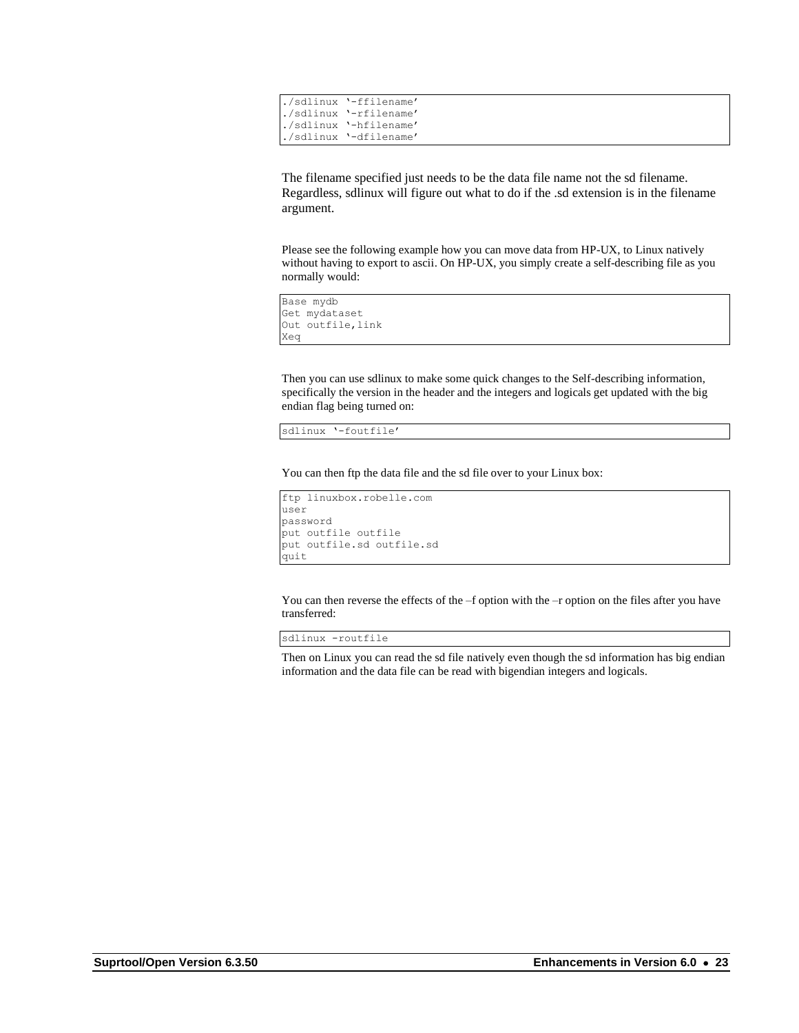```
./sdlinux '-ffilename'
./sdlinux '-rfilename'
./sdlinux '-hfilename'
./sdlinux '-dfilename'
```

The filename specified just needs to be the data file name not the sd filename. Regardless, sdlinux will figure out what to do if the .sd extension is in the filename argument.

Please see the following example how you can move data from HP-UX, to Linux natively without having to export to ascii. On HP-UX, you simply create a self-describing file as you normally would:

```
Base mydb
Get mydataset
Out outfile,link
Xeq
```

Then you can use sdlinux to make some quick changes to the Self-describing information, specifically the version in the header and the integers and logicals get updated with the big endian flag being turned on:

```
sdlinux '-foutfile'
```

You can then ftp the data file and the sd file over to your Linux box:

```
ftp linuxbox.robelle.com
user
password
put outfile outfile
put outfile.sd outfile.sd
quit
```

You can then reverse the effects of the –f option with the –r option on the files after you have transferred:

```
sdlinux -routfile
```

Then on Linux you can read the sd file natively even though the sd information has big endian information and the data file can be read with bigendian integers and logicals.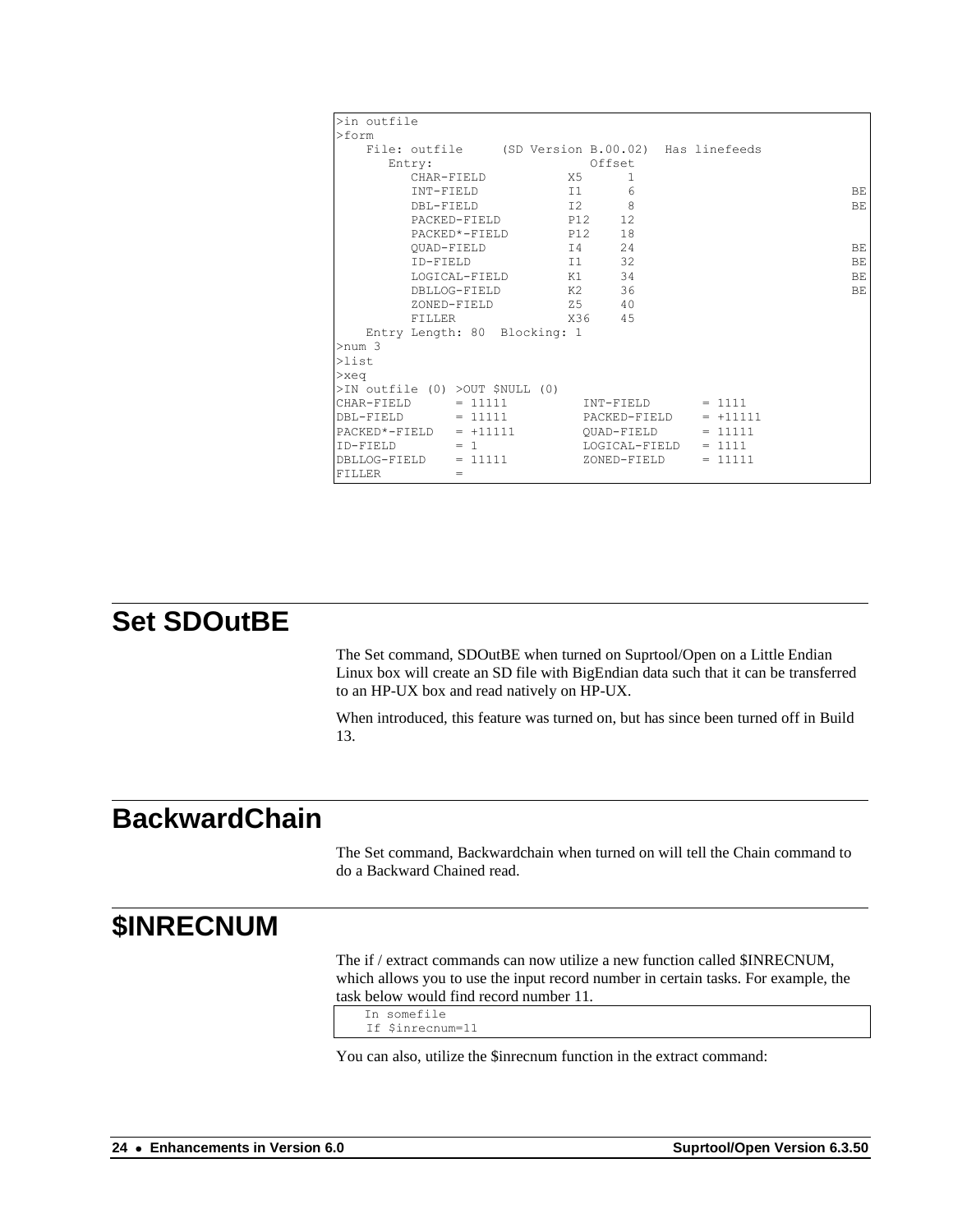```
>in outfile
>form
    File: outfile     (SD Version B.00.02)  Has linefeeds
       Entry:                     Offset
          CHAR-FIELD           X5      1
          INT-FIELD            I1      6                               BE
          DBL-FIELD            I2      8                               BE
          PACKED-FIELD         P12    12
          PACKED*-FIELD        P12    18
          QUAD-FIELD           I4     24                               BE
          ID-FIELD             I1     32                               BE
          LOGICAL-FIELD        K1     34                               BE
          DBLLOG-FIELD         K2     36                               BE
          ZONED-FIELD          Z5     40
          FILLER               X36    45
    Entry Length: 80  Blocking: 1
>num 3
>list
>xeq
>IN outfile (0) >OUT $NULL (0)
CHAR-FIELD      = 11111          INT-FIELD       = 1111
DBL-FIELD       = 11111          PACKED-FIELD    = +11111
PACKED*-FIELD   = +11111         QUAD-FIELD      = 11111
ID-FIELD        = 1              LOGICAL-FIELD   = 1111
DBLLOG-FIELD    = 11111          ZONED-FIELD     = 11111
FILLER          =
```

## Set SDOutBE

The Set command, SDOutBE when turned on Suprtool/Open on a Little Endian Linux box will create an SD file with BigEndian data such that it can be transferred to an HP-UX box and read natively on HP-UX.

When introduced, this feature was turned on, but has since been turned off in Build 13.

## BackwardChain

The Set command, Backwardchain when turned on will tell the Chain command to do a Backward Chained read.

## $INRECNUM

The if / extract commands can now utilize a new function called $INRECNUM, which allows you to use the input record number in certain tasks. For example, the task below would find record number 11.

```
In somefile
If $inrecnum=11
```

You can also, utilize the $inrecnum function in the extract command: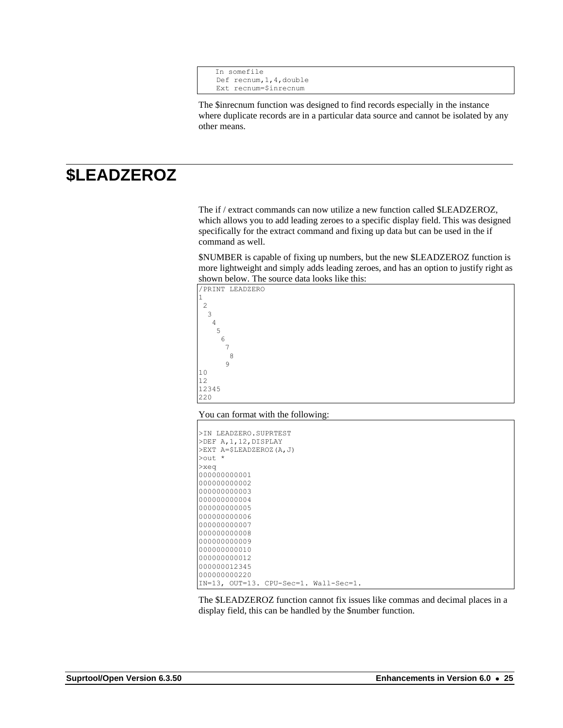```
In somefile
Def recnum,1,4,double
Ext recnum=$inrecnum
```

The $inrecnum function was designed to find records especially in the instance where duplicate records are in a particular data source and cannot be isolated by any other means.

# $LEADZEROZ

The if / extract commands can now utilize a new function called $LEADZEROZ, which allows you to add leading zeroes to a specific display field. This was designed specifically for the extract command and fixing up data but can be used in the if command as well.

$NUMBER is capable of fixing up numbers, but the new $LEADZEROZ function is more lightweight and simply adds leading zeroes, and has an option to justify right as shown below. The source data looks like this:

```
/PRINT LEADZERO
1
 2
  3
   4
    5
     6
      7
       8
      9
10
12
12345
220
```

You can format with the following:

```
>IN LEADZERO.SUPRTEST
>DEF A,1,12,DISPLAY
>EXT A=$LEADZEROZ(A,J)
>out *
>xeq
000000000001
000000000002
000000000003
000000000004
000000000005
000000000006
000000000007
000000000008
000000000009
000000000010
000000000012
000000012345
000000000220
IN=13, OUT=13. CPU-Sec=1. Wall-Sec=1.
```

The $LEADZEROZ function cannot fix issues like commas and decimal places in a display field, this can be handled by the $number function.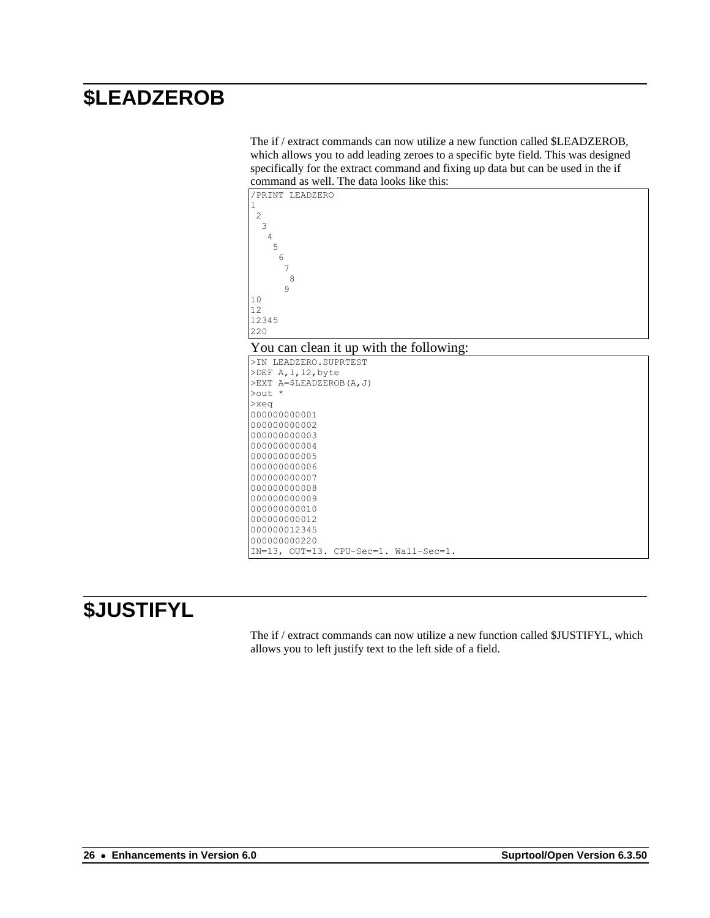# $LEADZEROB

The if / extract commands can now utilize a new function called $LEADZEROB, which allows you to add leading zeroes to a specific byte field. This was designed specifically for the extract command and fixing up data but can be used in the if command as well. The data looks like this:

```
/PRINT LEADZERO
1
 2
  3
   4
    5
     6
      7
       8
      9
10
12
12345
220
```

You can clean it up with the following:

```
>IN LEADZERO.SUPRTEST
>DEF A,1,12,byte
>EXT A=$LEADZEROB(A,J)
>out *
>xeq
000000000001
000000000002
000000000003
000000000004
000000000005
000000000006
000000000007
000000000008
000000000009
000000000010
000000000012
000000012345
000000000220
IN=13, OUT=13. CPU-Sec=1. Wall-Sec=1.
```

# $JUSTIFYL

The if / extract commands can now utilize a new function called $JUSTIFYL, which allows you to left justify text to the left side of a field.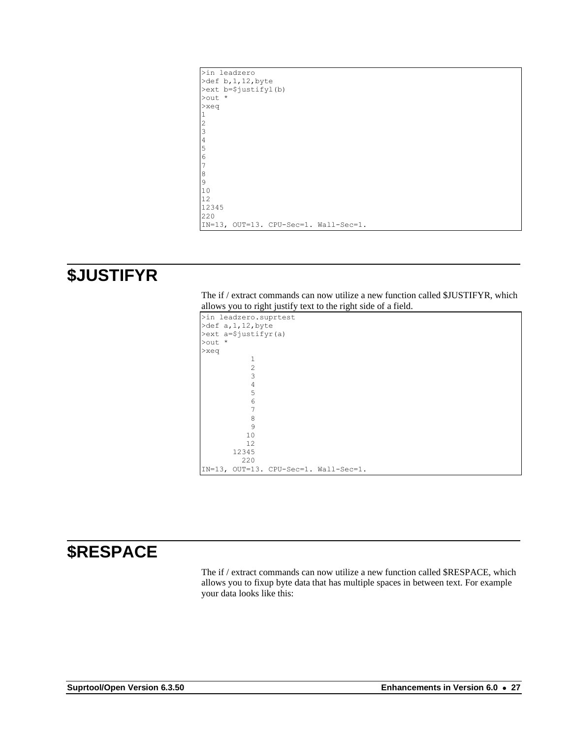```
>in leadzero
>def b,1,12,byte
>ext b=$justifyl(b)
>out *
>xeq
1
2
3
4
5
6
7
8
9
10
12
12345
220
IN=13, OUT=13. CPU-Sec=1. Wall-Sec=1.
```

## $JUSTIFYR

The if / extract commands can now utilize a new function called $JUSTIFYR, which allows you to right justify text to the right side of a field.

```
>in leadzero.suprtest
>def a,1,12,byte
>ext a=$justifyr(a)
>out *
>xeq
           1
           2
           3
           4
           5
           6
           7
           8
           9
          10
          12
       12345
         220
IN=13, OUT=13. CPU-Sec=1. Wall-Sec=1.
```

## $RESPACE

The if / extract commands can now utilize a new function called $RESPACE, which allows you to fixup byte data that has multiple spaces in between text. For example your data looks like this: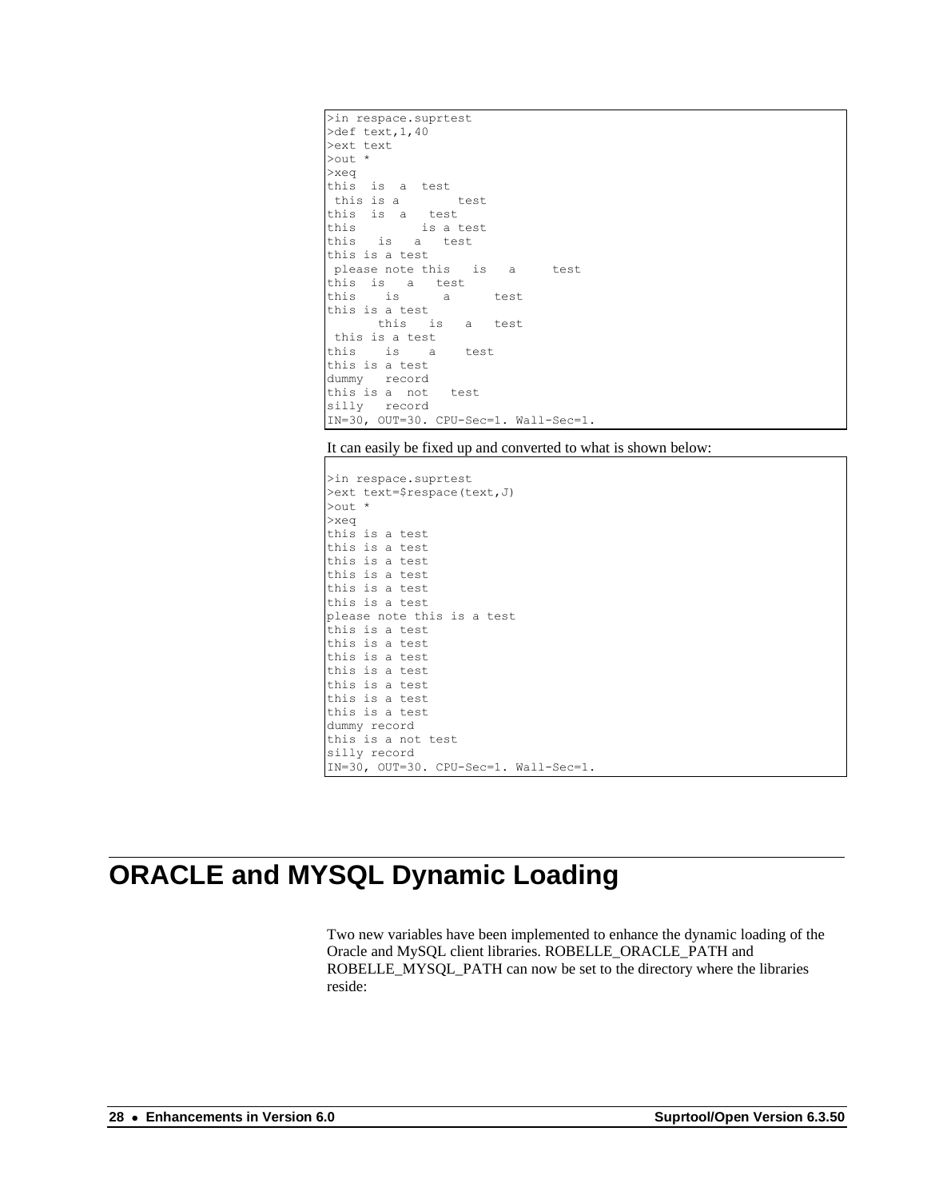```
>in respace.suprtest
>def text,1,40
>ext text
>out *
>xeq
this  is  a  test
 this is a        test
this  is  a   test
this         is a test
this   is   a   test
this is a test
 please note this   is   a     test
this  is   a   test
this    is      a      test
this is a test
       this   is   a   test
 this is a test
this    is    a    test
this is a test
dummy   record
this is a  not   test
silly   record
IN=30, OUT=30. CPU-Sec=1. Wall-Sec=1.
```

It can easily be fixed up and converted to what is shown below:

```
>in respace.suprtest
>ext text=$respace(text,J)
>out *
>xeq
this is a test
this is a test
this is a test
this is a test
this is a test
this is a test
please note this is a test
this is a test
this is a test
this is a test
this is a test
this is a test
this is a test
this is a test
dummy record
this is a not test
silly record
IN=30, OUT=30. CPU-Sec=1. Wall-Sec=1.
```

# ORACLE and MYSQL Dynamic Loading

Two new variables have been implemented to enhance the dynamic loading of the Oracle and MySQL client libraries. ROBELLE_ORACLE_PATH and ROBELLE_MYSQL_PATH can now be set to the directory where the libraries reside: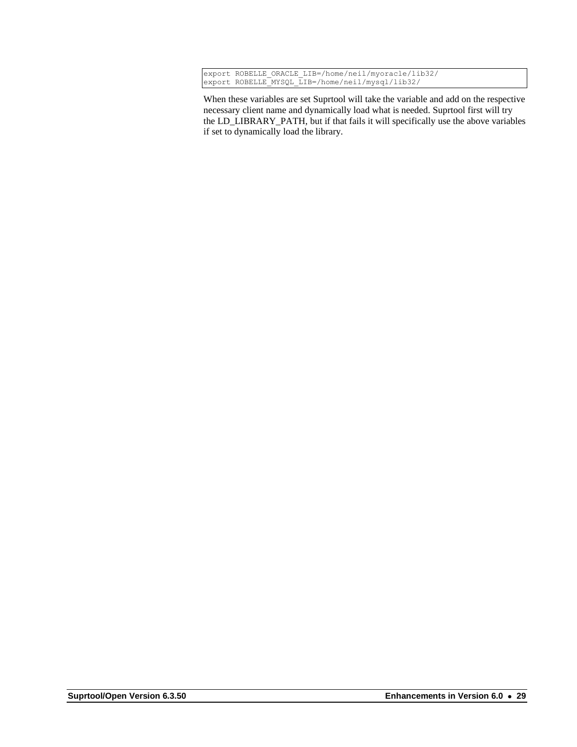```
export ROBELLE_ORACLE_LIB=/home/neil/myoracle/lib32/
export ROBELLE_MYSQL_LIB=/home/neil/mysql/lib32/
```

When these variables are set Suprtool will take the variable and add on the respective necessary client name and dynamically load what is needed. Suprtool first will try the LD_LIBRARY_PATH, but if that fails it will specifically use the above variables if set to dynamically load the library.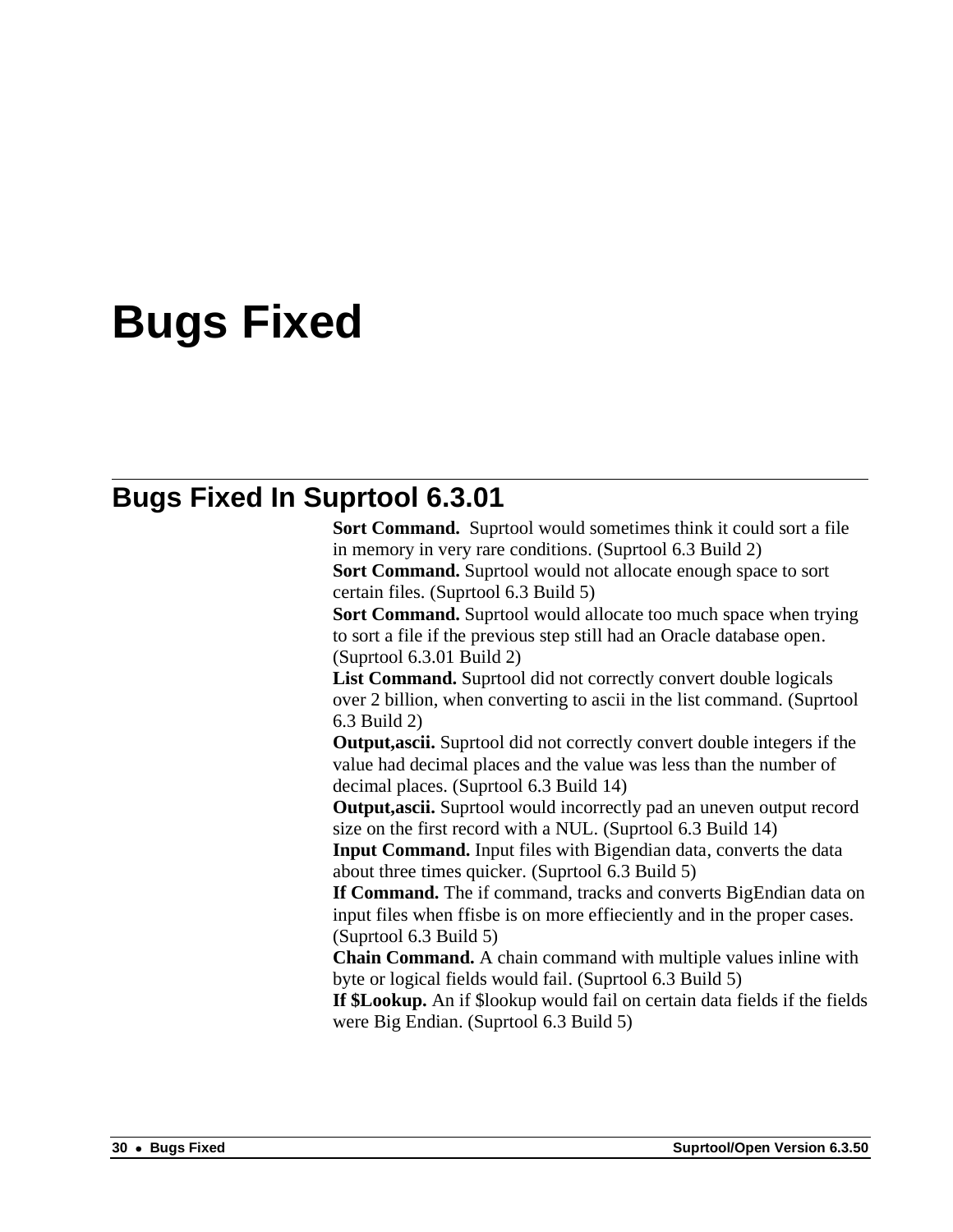# Bugs Fixed

## Bugs Fixed In Suprtool 6.3.01

**Sort Command.** Suprtool would sometimes think it could sort a file in memory in very rare conditions. (Suprtool 6.3 Build 2)

**Sort Command.** Suprtool would not allocate enough space to sort certain files. (Suprtool 6.3 Build 5)

**Sort Command.** Suprtool would allocate too much space when trying to sort a file if the previous step still had an Oracle database open. (Suprtool 6.3.01 Build 2)

**List Command.** Suprtool did not correctly convert double logicals over 2 billion, when converting to ascii in the list command. (Suprtool 6.3 Build 2)

**Output,ascii.** Suprtool did not correctly convert double integers if the value had decimal places and the value was less than the number of decimal places. (Suprtool 6.3 Build 14)

**Output,ascii.** Suprtool would incorrectly pad an uneven output record size on the first record with a NUL. (Suprtool 6.3 Build 14)

**Input Command.** Input files with Bigendian data, converts the data about three times quicker. (Suprtool 6.3 Build 5)

**If Command.** The if command, tracks and converts BigEndian data on input files when ffisbe is on more effieciently and in the proper cases. (Suprtool 6.3 Build 5)

**Chain Command.** A chain command with multiple values inline with byte or logical fields would fail. (Suprtool 6.3 Build 5)

**If $Lookup.** An if $lookup would fail on certain data fields if the fields were Big Endian. (Suprtool 6.3 Build 5)